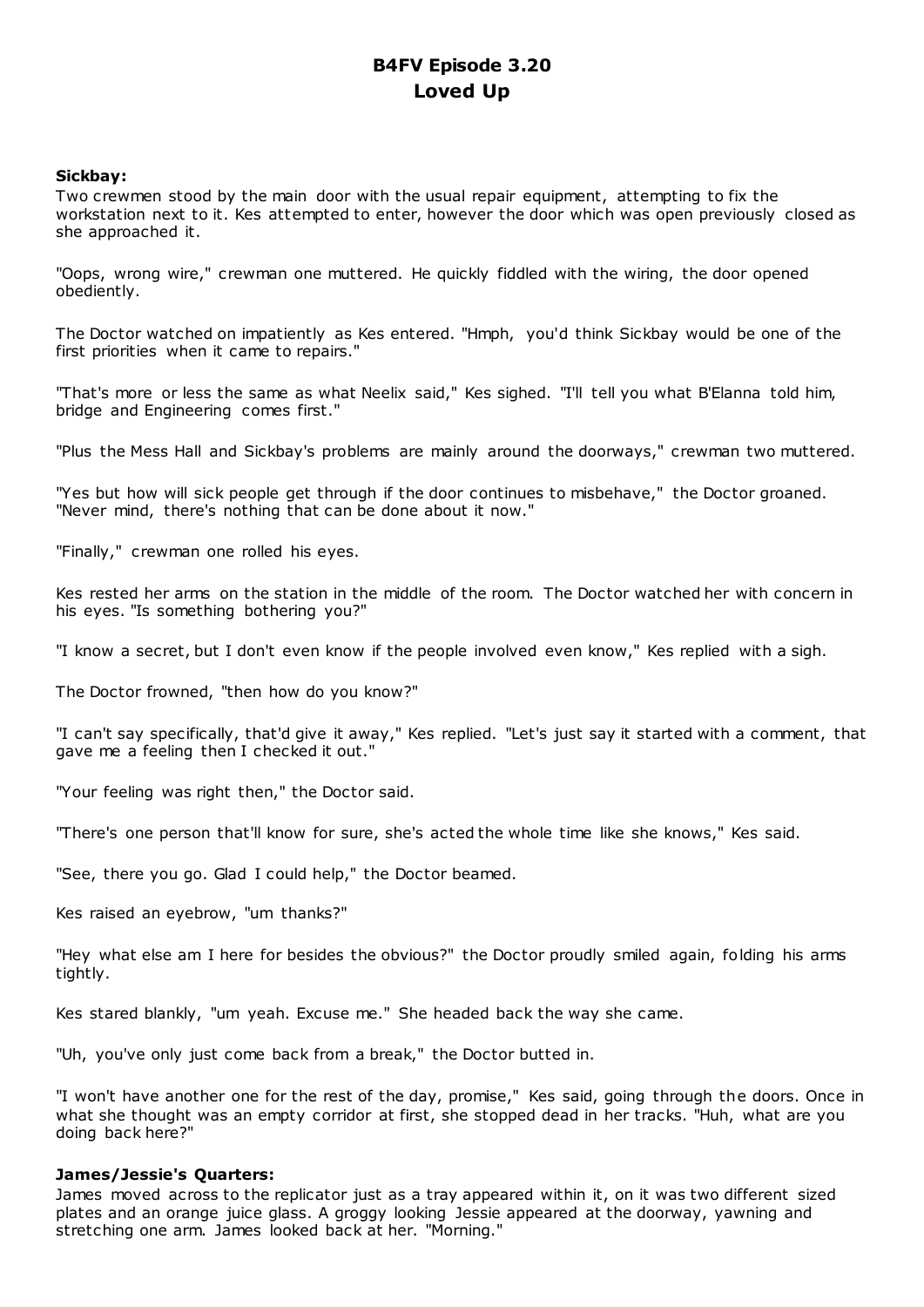# B4FV Episode 3.20
## Loved Up

**Sickbay:**
Two crewmen stood by the main door with the usual repair equipment, attempting to fix the workstation next to it. Kes attempted to enter, however the door which was open previously closed as she approached it.

"Oops, wrong wire," crewman one muttered. He quickly fiddled with the wiring, the door opened obediently.

The Doctor watched on impatiently as Kes entered. "Hmph, you'd think Sickbay would be one of the first priorities when it came to repairs."

"That's more or less the same as what Neelix said," Kes sighed. "I'll tell you what B'Elanna told him, bridge and Engineering comes first."

"Plus the Mess Hall and Sickbay's problems are mainly around the doorways," crewman two muttered.

"Yes but how will sick people get through if the door continues to misbehave," the Doctor groaned. "Never mind, there's nothing that can be done about it now."

"Finally," crewman one rolled his eyes.

Kes rested her arms on the station in the middle of the room. The Doctor watched her with concern in his eyes. "Is something bothering you?"

"I know a secret, but I don't even know if the people involved even know," Kes replied with a sigh.

The Doctor frowned, "then how do you know?"

"I can't say specifically, that'd give it away," Kes replied. "Let's just say it started with a comment, that gave me a feeling then I checked it out."

"Your feeling was right then," the Doctor said.

"There's one person that'll know for sure, she's acted the whole time like she knows," Kes said.

"See, there you go. Glad I could help," the Doctor beamed.

Kes raised an eyebrow, "um thanks?"

"Hey what else am I here for besides the obvious?" the Doctor proudly smiled again, folding his arms tightly.

Kes stared blankly, "um yeah. Excuse me." She headed back the way she came.

"Uh, you've only just come back from a break," the Doctor butted in.

"I won't have another one for the rest of the day, promise," Kes said, going through the doors. Once in what she thought was an empty corridor at first, she stopped dead in her tracks. "Huh, what are you doing back here?"

**James/Jessie's Quarters:**
James moved across to the replicator just as a tray appeared within it, on it was two different sized plates and an orange juice glass. A groggy looking Jessie appeared at the doorway, yawning and stretching one arm. James looked back at her. "Morning."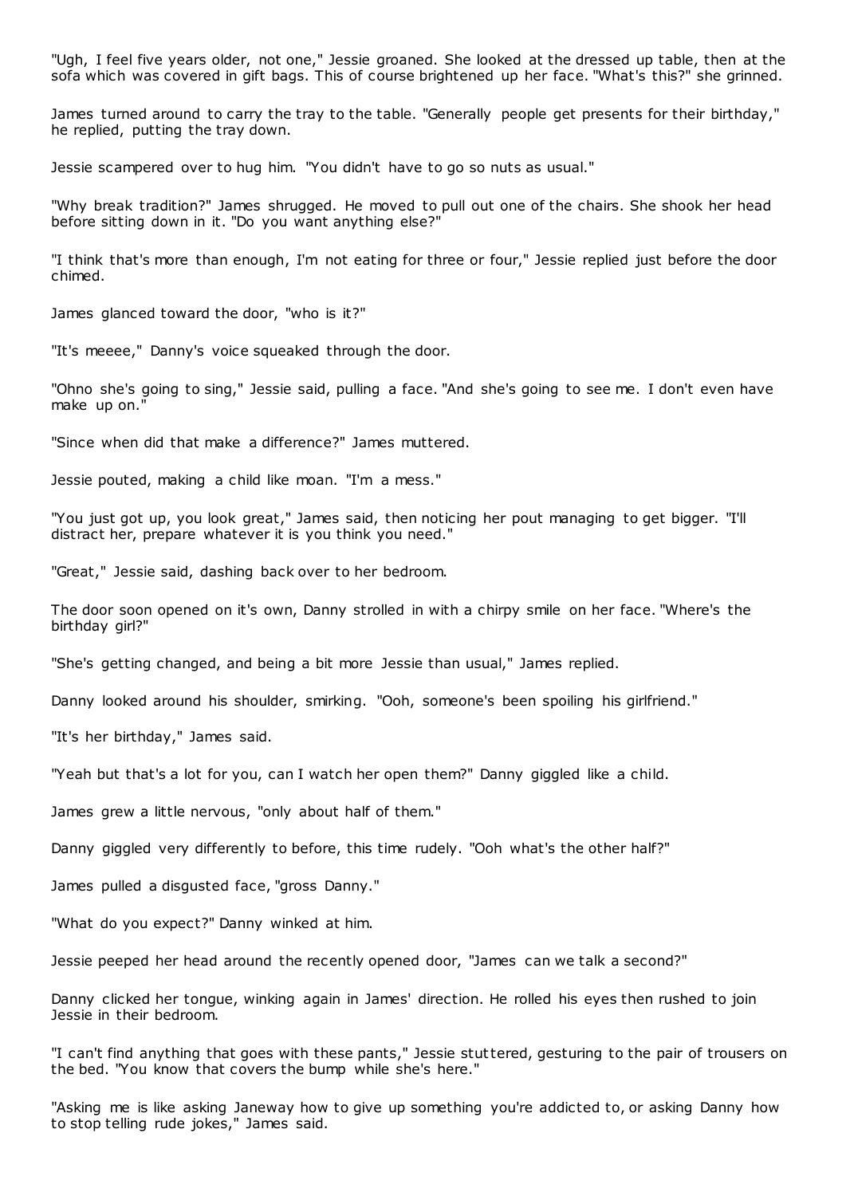"Ugh, I feel five years older, not one," Jessie groaned. She looked at the dressed up table, then at the sofa which was covered in gift bags. This of course brightened up her face. "What's this?" she grinned.

James turned around to carry the tray to the table. "Generally people get presents for their birthday," he replied, putting the tray down.

Jessie scampered over to hug him. "You didn't have to go so nuts as usual."

"Why break tradition?" James shrugged. He moved to pull out one of the chairs. She shook her head before sitting down in it. "Do you want anything else?"

"I think that's more than enough, I'm not eating for three or four," Jessie replied just before the door chimed.

James glanced toward the door, "who is it?"

"It's meeee," Danny's voice squeaked through the door.

"Ohno she's going to sing," Jessie said, pulling a face. "And she's going to see me. I don't even have make up on."

"Since when did that make a difference?" James muttered.

Jessie pouted, making a child like moan. "I'm a mess."

"You just got up, you look great," James said, then noticing her pout managing to get bigger. "I'll distract her, prepare whatever it is you think you need."

"Great," Jessie said, dashing back over to her bedroom.

The door soon opened on it's own, Danny strolled in with a chirpy smile on her face. "Where's the birthday girl?"

"She's getting changed, and being a bit more Jessie than usual," James replied.

Danny looked around his shoulder, smirking. "Ooh, someone's been spoiling his girlfriend."

"It's her birthday," James said.

"Yeah but that's a lot for you, can I watch her open them?" Danny giggled like a child.

James grew a little nervous, "only about half of them."

Danny giggled very differently to before, this time rudely. "Ooh what's the other half?"

James pulled a disgusted face, "gross Danny."

"What do you expect?" Danny winked at him.

Jessie peeped her head around the recently opened door, "James can we talk a second?"

Danny clicked her tongue, winking again in James' direction. He rolled his eyes then rushed to join Jessie in their bedroom.

"I can't find anything that goes with these pants," Jessie stuttered, gesturing to the pair of trousers on the bed. "You know that covers the bump while she's here."

"Asking me is like asking Janeway how to give up something you're addicted to, or asking Danny how to stop telling rude jokes," James said.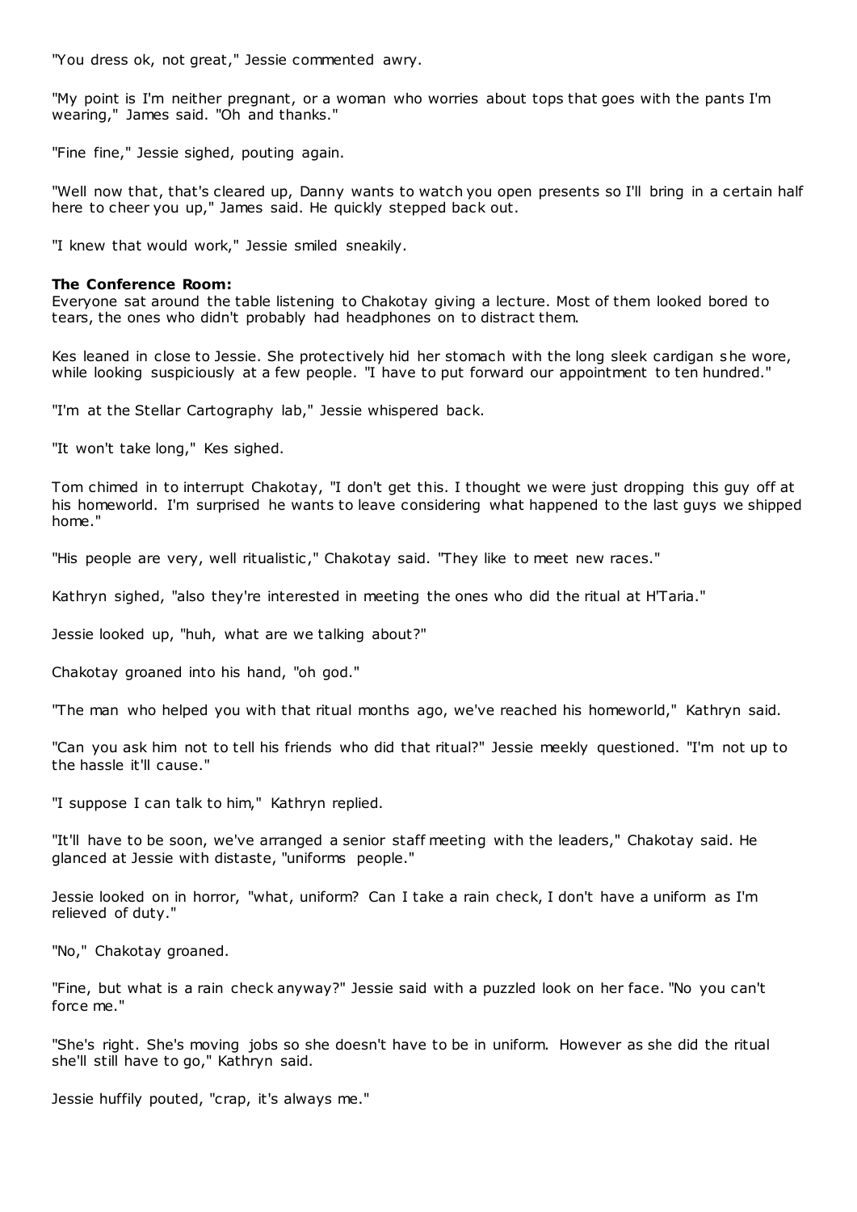"You dress ok, not great," Jessie commented awry.

"My point is I'm neither pregnant, or a woman who worries about tops that goes with the pants I'm wearing," James said. "Oh and thanks."

"Fine fine," Jessie sighed, pouting again.

"Well now that, that's cleared up, Danny wants to watch you open presents so I'll bring in a certain half here to cheer you up," James said. He quickly stepped back out.

"I knew that would work," Jessie smiled sneakily.

**The Conference Room:**
Everyone sat around the table listening to Chakotay giving a lecture. Most of them looked bored to tears, the ones who didn't probably had headphones on to distract them.

Kes leaned in close to Jessie. She protectively hid her stomach with the long sleek cardigan she wore, while looking suspiciously at a few people. "I have to put forward our appointment to ten hundred."

"I'm at the Stellar Cartography lab," Jessie whispered back.

"It won't take long," Kes sighed.

Tom chimed in to interrupt Chakotay, "I don't get this. I thought we were just dropping this guy off at his homeworld. I'm surprised he wants to leave considering what happened to the last guys we shipped home."

"His people are very, well ritualistic," Chakotay said. "They like to meet new races."

Kathryn sighed, "also they're interested in meeting the ones who did the ritual at H'Taria."

Jessie looked up, "huh, what are we talking about?"

Chakotay groaned into his hand, "oh god."

"The man who helped you with that ritual months ago, we've reached his homeworld," Kathryn said.

"Can you ask him not to tell his friends who did that ritual?" Jessie meekly questioned. "I'm not up to the hassle it'll cause."

"I suppose I can talk to him," Kathryn replied.

"It'll have to be soon, we've arranged a senior staff meeting with the leaders," Chakotay said. He glanced at Jessie with distaste, "uniforms people."

Jessie looked on in horror, "what, uniform? Can I take a rain check, I don't have a uniform as I'm relieved of duty."

"No," Chakotay groaned.

"Fine, but what is a rain check anyway?" Jessie said with a puzzled look on her face. "No you can't force me."

"She's right. She's moving jobs so she doesn't have to be in uniform. However as she did the ritual she'll still have to go," Kathryn said.

Jessie huffily pouted, "crap, it's always me."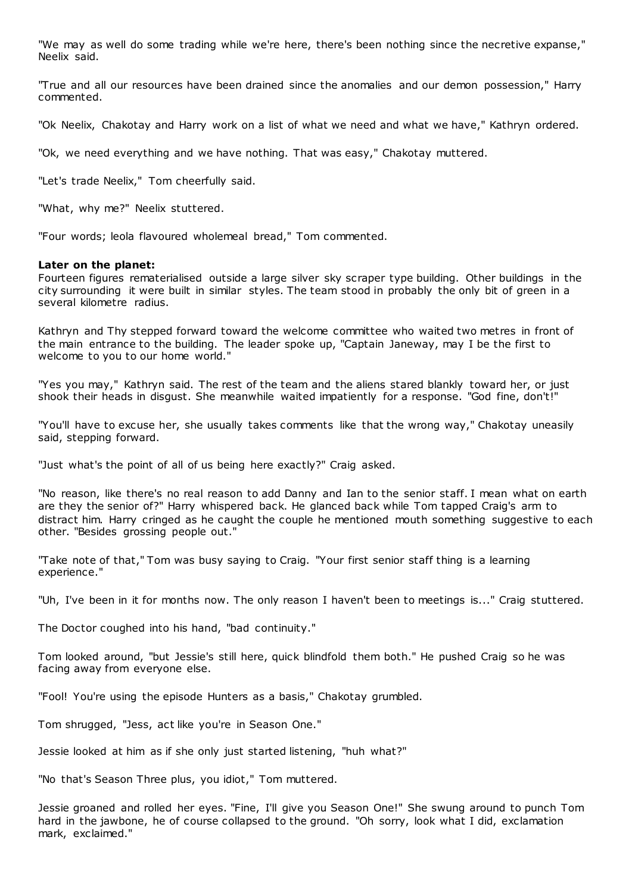"We may as well do some trading while we're here, there's been nothing since the necretive expanse," Neelix said.

"True and all our resources have been drained since the anomalies and our demon possession," Harry commented.

"Ok Neelix, Chakotay and Harry work on a list of what we need and what we have," Kathryn ordered.

"Ok, we need everything and we have nothing. That was easy," Chakotay muttered.

"Let's trade Neelix," Tom cheerfully said.

"What, why me?" Neelix stuttered.

"Four words; leola flavoured wholemeal bread," Tom commented.

**Later on the planet:**
Fourteen figures rematerialised outside a large silver sky scraper type building. Other buildings in the city surrounding it were built in similar styles. The team stood in probably the only bit of green in a several kilometre radius.

Kathryn and Thy stepped forward toward the welcome committee who waited two metres in front of the main entrance to the building. The leader spoke up, "Captain Janeway, may I be the first to welcome to you to our home world."

"Yes you may," Kathryn said. The rest of the team and the aliens stared blankly toward her, or just shook their heads in disgust. She meanwhile waited impatiently for a response. "God fine, don't!"

"You'll have to excuse her, she usually takes comments like that the wrong way," Chakotay uneasily said, stepping forward.

"Just what's the point of all of us being here exactly?" Craig asked.

"No reason, like there's no real reason to add Danny and Ian to the senior staff. I mean what on earth are they the senior of?" Harry whispered back. He glanced back while Tom tapped Craig's arm to distract him. Harry cringed as he caught the couple he mentioned mouth something suggestive to each other. "Besides grossing people out."

"Take note of that," Tom was busy saying to Craig. "Your first senior staff thing is a learning experience."

"Uh, I've been in it for months now. The only reason I haven't been to meetings is..." Craig stuttered.

The Doctor coughed into his hand, "bad continuity."

Tom looked around, "but Jessie's still here, quick blindfold them both." He pushed Craig so he was facing away from everyone else.

"Fool! You're using the episode Hunters as a basis," Chakotay grumbled.

Tom shrugged, "Jess, act like you're in Season One."

Jessie looked at him as if she only just started listening, "huh what?"

"No that's Season Three plus, you idiot," Tom muttered.

Jessie groaned and rolled her eyes. "Fine, I'll give you Season One!" She swung around to punch Tom hard in the jawbone, he of course collapsed to the ground. "Oh sorry, look what I did, exclamation mark, exclaimed."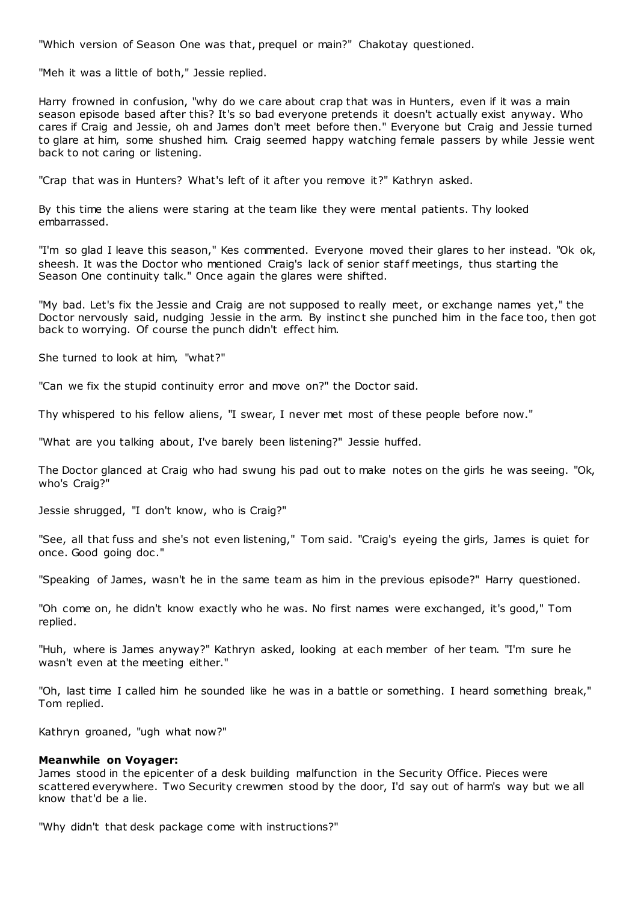"Which version of Season One was that, prequel or main?" Chakotay questioned.

"Meh it was a little of both," Jessie replied.

Harry frowned in confusion, "why do we care about crap that was in Hunters, even if it was a main season episode based after this? It's so bad everyone pretends it doesn't actually exist anyway. Who cares if Craig and Jessie, oh and James don't meet before then." Everyone but Craig and Jessie turned to glare at him, some shushed him. Craig seemed happy watching female passers by while Jessie went back to not caring or listening.

"Crap that was in Hunters? What's left of it after you remove it?" Kathryn asked.

By this time the aliens were staring at the team like they were mental patients. Thy looked embarrassed.

"I'm so glad I leave this season," Kes commented. Everyone moved their glares to her instead. "Ok ok, sheesh. It was the Doctor who mentioned Craig's lack of senior staff meetings, thus starting the Season One continuity talk." Once again the glares were shifted.

"My bad. Let's fix the Jessie and Craig are not supposed to really meet, or exchange names yet," the Doctor nervously said, nudging Jessie in the arm. By instinct she punched him in the face too, then got back to worrying. Of course the punch didn't effect him.

She turned to look at him, "what?"

"Can we fix the stupid continuity error and move on?" the Doctor said.

Thy whispered to his fellow aliens, "I swear, I never met most of these people before now."

"What are you talking about, I've barely been listening?" Jessie huffed.

The Doctor glanced at Craig who had swung his pad out to make notes on the girls he was seeing. "Ok, who's Craig?"

Jessie shrugged, "I don't know, who is Craig?"

"See, all that fuss and she's not even listening," Tom said. "Craig's eyeing the girls, James is quiet for once. Good going doc."

"Speaking of James, wasn't he in the same team as him in the previous episode?" Harry questioned.

"Oh come on, he didn't know exactly who he was. No first names were exchanged, it's good," Tom replied.

"Huh, where is James anyway?" Kathryn asked, looking at each member of her team. "I'm sure he wasn't even at the meeting either."

"Oh, last time I called him he sounded like he was in a battle or something. I heard something break," Tom replied.

Kathryn groaned, "ugh what now?"

**Meanwhile on Voyager:**
James stood in the epicenter of a desk building malfunction in the Security Office. Pieces were scattered everywhere. Two Security crewmen stood by the door, I'd say out of harm's way but we all know that'd be a lie.

"Why didn't that desk package come with instructions?"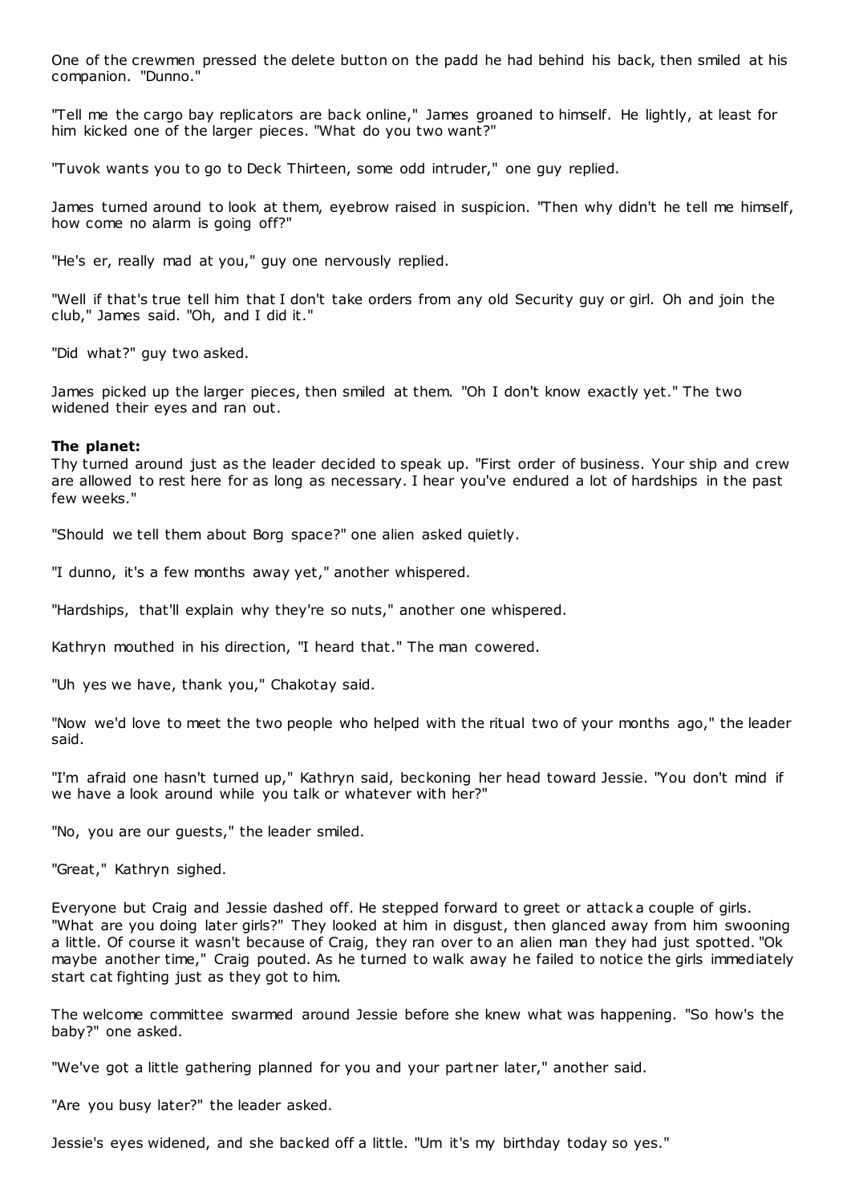One of the crewmen pressed the delete button on the padd he had behind his back, then smiled at his companion. "Dunno."

"Tell me the cargo bay replicators are back online," James groaned to himself. He lightly, at least for him kicked one of the larger pieces. "What do you two want?"

"Tuvok wants you to go to Deck Thirteen, some odd intruder," one guy replied.

James turned around to look at them, eyebrow raised in suspicion. "Then why didn't he tell me himself, how come no alarm is going off?"

"He's er, really mad at you," guy one nervously replied.

"Well if that's true tell him that I don't take orders from any old Security guy or girl. Oh and join the club," James said. "Oh, and I did it."

"Did what?" guy two asked.

James picked up the larger pieces, then smiled at them. "Oh I don't know exactly yet." The two widened their eyes and ran out.

**The planet:**
Thy turned around just as the leader decided to speak up. "First order of business. Your ship and crew are allowed to rest here for as long as necessary. I hear you've endured a lot of hardships in the past few weeks."

"Should we tell them about Borg space?" one alien asked quietly.

"I dunno, it's a few months away yet," another whispered.

"Hardships, that'll explain why they're so nuts," another one whispered.

Kathryn mouthed in his direction, "I heard that." The man cowered.

"Uh yes we have, thank you," Chakotay said.

"Now we'd love to meet the two people who helped with the ritual two of your months ago," the leader said.

"I'm afraid one hasn't turned up," Kathryn said, beckoning her head toward Jessie. "You don't mind if we have a look around while you talk or whatever with her?"

"No, you are our guests," the leader smiled.

"Great," Kathryn sighed.

Everyone but Craig and Jessie dashed off. He stepped forward to greet or attack a couple of girls. "What are you doing later girls?" They looked at him in disgust, then glanced away from him swooning a little. Of course it wasn't because of Craig, they ran over to an alien man they had just spotted. "Ok maybe another time," Craig pouted. As he turned to walk away he failed to notice the girls immediately start cat fighting just as they got to him.

The welcome committee swarmed around Jessie before she knew what was happening. "So how's the baby?" one asked.

"We've got a little gathering planned for you and your partner later," another said.

"Are you busy later?" the leader asked.

Jessie's eyes widened, and she backed off a little. "Um it's my birthday today so yes."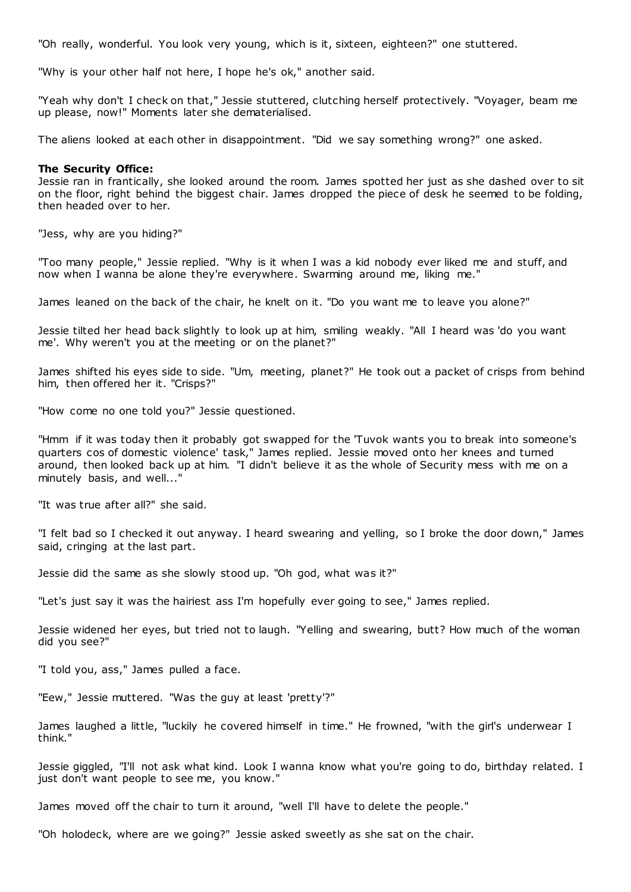"Oh really, wonderful. You look very young, which is it, sixteen, eighteen?" one stuttered.

"Why is your other half not here, I hope he's ok," another said.

"Yeah why don't I check on that," Jessie stuttered, clutching herself protectively. "Voyager, beam me up please, now!" Moments later she dematerialised.

The aliens looked at each other in disappointment. "Did we say something wrong?" one asked.

**The Security Office:**
Jessie ran in frantically, she looked around the room. James spotted her just as she dashed over to sit on the floor, right behind the biggest chair. James dropped the piece of desk he seemed to be folding, then headed over to her.

"Jess, why are you hiding?"

"Too many people," Jessie replied. "Why is it when I was a kid nobody ever liked me and stuff, and now when I wanna be alone they're everywhere. Swarming around me, liking me."

James leaned on the back of the chair, he knelt on it. "Do you want me to leave you alone?"

Jessie tilted her head back slightly to look up at him, smiling weakly. "All I heard was 'do you want me'. Why weren't you at the meeting or on the planet?"

James shifted his eyes side to side. "Um, meeting, planet?" He took out a packet of crisps from behind him, then offered her it. "Crisps?"

"How come no one told you?" Jessie questioned.

"Hmm if it was today then it probably got swapped for the 'Tuvok wants you to break into someone's quarters cos of domestic violence' task," James replied. Jessie moved onto her knees and turned around, then looked back up at him. "I didn't believe it as the whole of Security mess with me on a minutely basis, and well..."

"It was true after all?" she said.

"I felt bad so I checked it out anyway. I heard swearing and yelling, so I broke the door down," James said, cringing at the last part.

Jessie did the same as she slowly stood up. "Oh god, what was it?"

"Let's just say it was the hairiest ass I'm hopefully ever going to see," James replied.

Jessie widened her eyes, but tried not to laugh. "Yelling and swearing, butt? How much of the woman did you see?"

"I told you, ass," James pulled a face.

"Eew," Jessie muttered. "Was the guy at least 'pretty'?"

James laughed a little, "luckily he covered himself in time." He frowned, "with the girl's underwear I think."

Jessie giggled, "I'll not ask what kind. Look I wanna know what you're going to do, birthday related. I just don't want people to see me, you know."

James moved off the chair to turn it around, "well I'll have to delete the people."

"Oh holodeck, where are we going?" Jessie asked sweetly as she sat on the chair.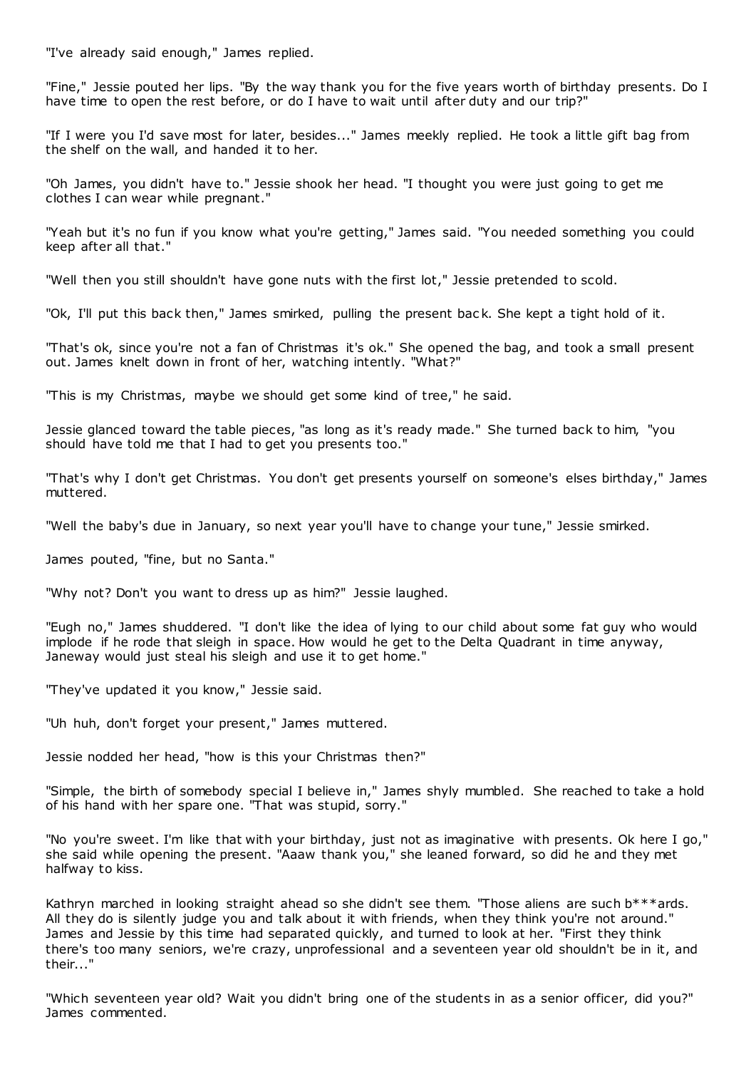"I've already said enough," James replied.

"Fine," Jessie pouted her lips. "By the way thank you for the five years worth of birthday presents. Do I have time to open the rest before, or do I have to wait until after duty and our trip?"

"If I were you I'd save most for later, besides..." James meekly replied. He took a little gift bag from the shelf on the wall, and handed it to her.

"Oh James, you didn't have to." Jessie shook her head. "I thought you were just going to get me clothes I can wear while pregnant."

"Yeah but it's no fun if you know what you're getting," James said. "You needed something you could keep after all that."

"Well then you still shouldn't have gone nuts with the first lot," Jessie pretended to scold.

"Ok, I'll put this back then," James smirked, pulling the present back. She kept a tight hold of it.

"That's ok, since you're not a fan of Christmas it's ok." She opened the bag, and took a small present out. James knelt down in front of her, watching intently. "What?"

"This is my Christmas, maybe we should get some kind of tree," he said.

Jessie glanced toward the table pieces, "as long as it's ready made." She turned back to him, "you should have told me that I had to get you presents too."

"That's why I don't get Christmas. You don't get presents yourself on someone's elses birthday," James muttered.

"Well the baby's due in January, so next year you'll have to change your tune," Jessie smirked.

James pouted, "fine, but no Santa."

"Why not? Don't you want to dress up as him?" Jessie laughed.

"Eugh no," James shuddered. "I don't like the idea of lying to our child about some fat guy who would implode if he rode that sleigh in space. How would he get to the Delta Quadrant in time anyway, Janeway would just steal his sleigh and use it to get home."

"They've updated it you know," Jessie said.

"Uh huh, don't forget your present," James muttered.

Jessie nodded her head, "how is this your Christmas then?"

"Simple, the birth of somebody special I believe in," James shyly mumbled. She reached to take a hold of his hand with her spare one. "That was stupid, sorry."

"No you're sweet. I'm like that with your birthday, just not as imaginative with presents. Ok here I go," she said while opening the present. "Aaaw thank you," she leaned forward, so did he and they met halfway to kiss.

Kathryn marched in looking straight ahead so she didn't see them. "Those aliens are such b***ards. All they do is silently judge you and talk about it with friends, when they think you're not around." James and Jessie by this time had separated quickly, and turned to look at her. "First they think there's too many seniors, we're crazy, unprofessional and a seventeen year old shouldn't be in it, and their..."

"Which seventeen year old? Wait you didn't bring one of the students in as a senior officer, did you?" James commented.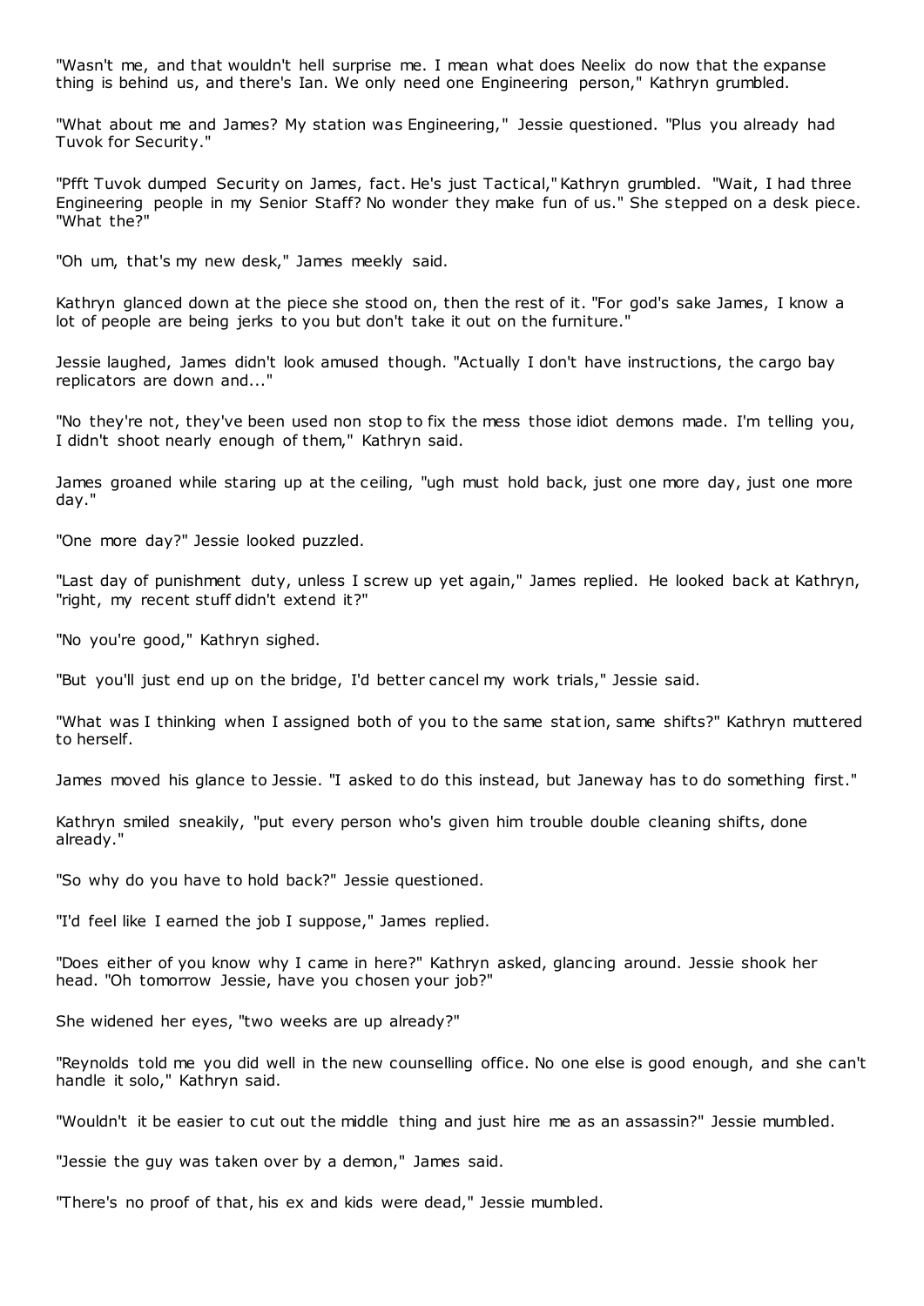"Wasn't me, and that wouldn't hell surprise me. I mean what does Neelix do now that the expanse thing is behind us, and there's Ian. We only need one Engineering person," Kathryn grumbled.

"What about me and James? My station was Engineering," Jessie questioned. "Plus you already had Tuvok for Security."

"Pfft Tuvok dumped Security on James, fact. He's just Tactical," Kathryn grumbled. "Wait, I had three Engineering people in my Senior Staff? No wonder they make fun of us." She stepped on a desk piece. "What the?"

"Oh um, that's my new desk," James meekly said.

Kathryn glanced down at the piece she stood on, then the rest of it. "For god's sake James, I know a lot of people are being jerks to you but don't take it out on the furniture."

Jessie laughed, James didn't look amused though. "Actually I don't have instructions, the cargo bay replicators are down and..."

"No they're not, they've been used non stop to fix the mess those idiot demons made. I'm telling you, I didn't shoot nearly enough of them," Kathryn said.

James groaned while staring up at the ceiling, "ugh must hold back, just one more day, just one more day."

"One more day?" Jessie looked puzzled.

"Last day of punishment duty, unless I screw up yet again," James replied. He looked back at Kathryn, "right, my recent stuff didn't extend it?"

"No you're good," Kathryn sighed.

"But you'll just end up on the bridge, I'd better cancel my work trials," Jessie said.

"What was I thinking when I assigned both of you to the same station, same shifts?" Kathryn muttered to herself.

James moved his glance to Jessie. "I asked to do this instead, but Janeway has to do something first."

Kathryn smiled sneakily, "put every person who's given him trouble double cleaning shifts, done already."

"So why do you have to hold back?" Jessie questioned.

"I'd feel like I earned the job I suppose," James replied.

"Does either of you know why I came in here?" Kathryn asked, glancing around. Jessie shook her head. "Oh tomorrow Jessie, have you chosen your job?"

She widened her eyes, "two weeks are up already?"

"Reynolds told me you did well in the new counselling office. No one else is good enough, and she can't handle it solo," Kathryn said.

"Wouldn't it be easier to cut out the middle thing and just hire me as an assassin?" Jessie mumbled.

"Jessie the guy was taken over by a demon," James said.

"There's no proof of that, his ex and kids were dead," Jessie mumbled.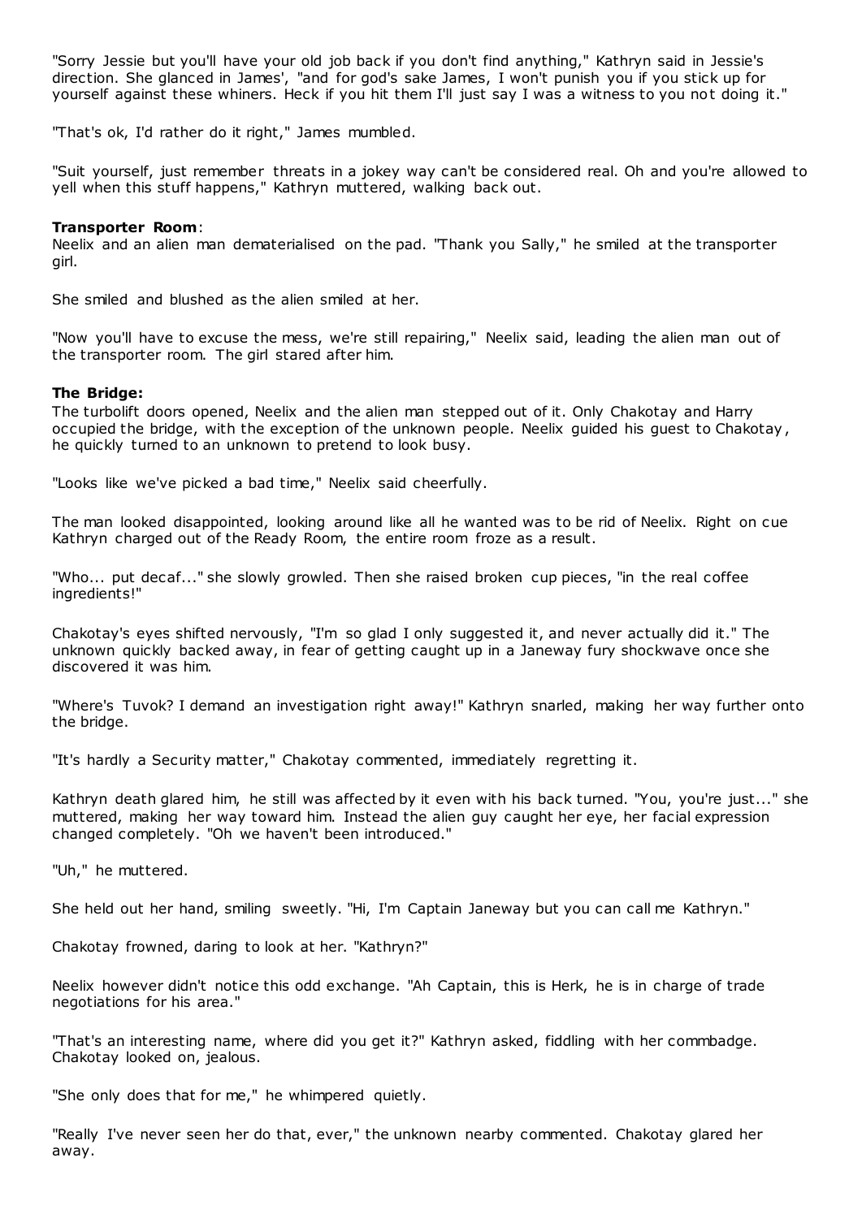"Sorry Jessie but you'll have your old job back if you don't find anything," Kathryn said in Jessie's direction. She glanced in James', "and for god's sake James, I won't punish you if you stick up for yourself against these whiners. Heck if you hit them I'll just say I was a witness to you not doing it."

"That's ok, I'd rather do it right," James mumbled.

"Suit yourself, just remember threats in a jokey way can't be considered real. Oh and you're allowed to yell when this stuff happens," Kathryn muttered, walking back out.

**Transporter Room**:
Neelix and an alien man dematerialised on the pad. "Thank you Sally," he smiled at the transporter girl.

She smiled and blushed as the alien smiled at her.

"Now you'll have to excuse the mess, we're still repairing," Neelix said, leading the alien man out of the transporter room. The girl stared after him.

**The Bridge:**
The turbolift doors opened, Neelix and the alien man stepped out of it. Only Chakotay and Harry occupied the bridge, with the exception of the unknown people. Neelix guided his guest to Chakotay, he quickly turned to an unknown to pretend to look busy.

"Looks like we've picked a bad time," Neelix said cheerfully.

The man looked disappointed, looking around like all he wanted was to be rid of Neelix. Right on cue Kathryn charged out of the Ready Room, the entire room froze as a result.

"Who... put decaf..." she slowly growled. Then she raised broken cup pieces, "in the real coffee ingredients!"

Chakotay's eyes shifted nervously, "I'm so glad I only suggested it, and never actually did it." The unknown quickly backed away, in fear of getting caught up in a Janeway fury shockwave once she discovered it was him.

"Where's Tuvok? I demand an investigation right away!" Kathryn snarled, making her way further onto the bridge.

"It's hardly a Security matter," Chakotay commented, immediately regretting it.

Kathryn death glared him, he still was affected by it even with his back turned. "You, you're just..." she muttered, making her way toward him. Instead the alien guy caught her eye, her facial expression changed completely. "Oh we haven't been introduced."

"Uh," he muttered.

She held out her hand, smiling sweetly. "Hi, I'm Captain Janeway but you can call me Kathryn."

Chakotay frowned, daring to look at her. "Kathryn?"

Neelix however didn't notice this odd exchange. "Ah Captain, this is Herk, he is in charge of trade negotiations for his area."

"That's an interesting name, where did you get it?" Kathryn asked, fiddling with her commbadge. Chakotay looked on, jealous.

"She only does that for me," he whimpered quietly.

"Really I've never seen her do that, ever," the unknown nearby commented. Chakotay glared her away.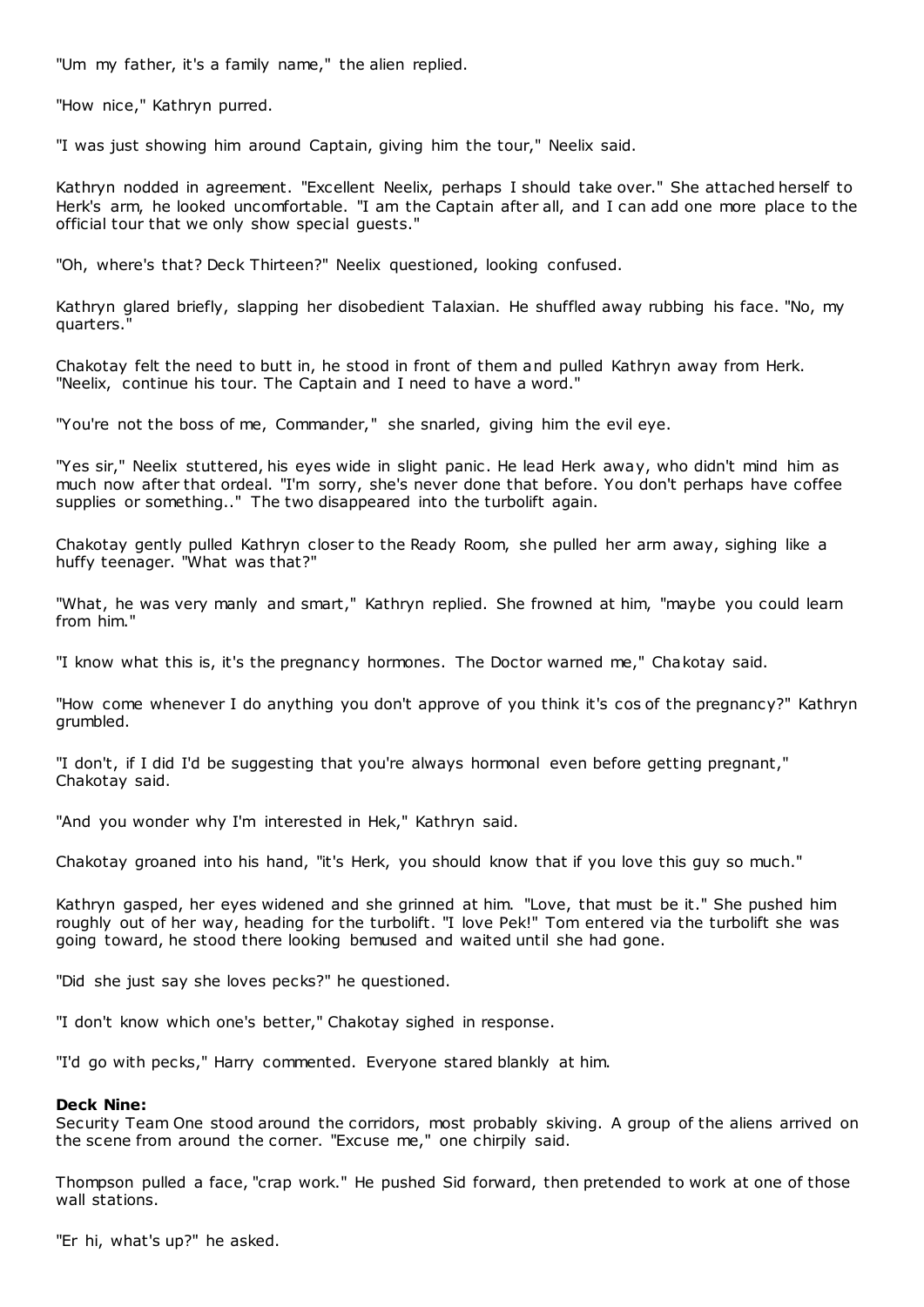"Um my father, it's a family name," the alien replied.

"How nice," Kathryn purred.

"I was just showing him around Captain, giving him the tour," Neelix said.

Kathryn nodded in agreement. "Excellent Neelix, perhaps I should take over." She attached herself to Herk's arm, he looked uncomfortable. "I am the Captain after all, and I can add one more place to the official tour that we only show special guests."

"Oh, where's that? Deck Thirteen?" Neelix questioned, looking confused.

Kathryn glared briefly, slapping her disobedient Talaxian. He shuffled away rubbing his face. "No, my quarters."

Chakotay felt the need to butt in, he stood in front of them and pulled Kathryn away from Herk. "Neelix, continue his tour. The Captain and I need to have a word."

"You're not the boss of me, Commander," she snarled, giving him the evil eye.

"Yes sir," Neelix stuttered, his eyes wide in slight panic. He lead Herk away, who didn't mind him as much now after that ordeal. "I'm sorry, she's never done that before. You don't perhaps have coffee supplies or something.." The two disappeared into the turbolift again.

Chakotay gently pulled Kathryn closer to the Ready Room, she pulled her arm away, sighing like a huffy teenager. "What was that?"

"What, he was very manly and smart," Kathryn replied. She frowned at him, "maybe you could learn from him."

"I know what this is, it's the pregnancy hormones. The Doctor warned me," Chakotay said.

"How come whenever I do anything you don't approve of you think it's cos of the pregnancy?" Kathryn grumbled.

"I don't, if I did I'd be suggesting that you're always hormonal even before getting pregnant," Chakotay said.

"And you wonder why I'm interested in Hek," Kathryn said.

Chakotay groaned into his hand, "it's Herk, you should know that if you love this guy so much."

Kathryn gasped, her eyes widened and she grinned at him. "Love, that must be it." She pushed him roughly out of her way, heading for the turbolift. "I love Pek!" Tom entered via the turbolift she was going toward, he stood there looking bemused and waited until she had gone.

"Did she just say she loves pecks?" he questioned.

"I don't know which one's better," Chakotay sighed in response.

"I'd go with pecks," Harry commented. Everyone stared blankly at him.

**Deck Nine:**
Security Team One stood around the corridors, most probably skiving. A group of the aliens arrived on the scene from around the corner. "Excuse me," one chirpily said.

Thompson pulled a face, "crap work." He pushed Sid forward, then pretended to work at one of those wall stations.

"Er hi, what's up?" he asked.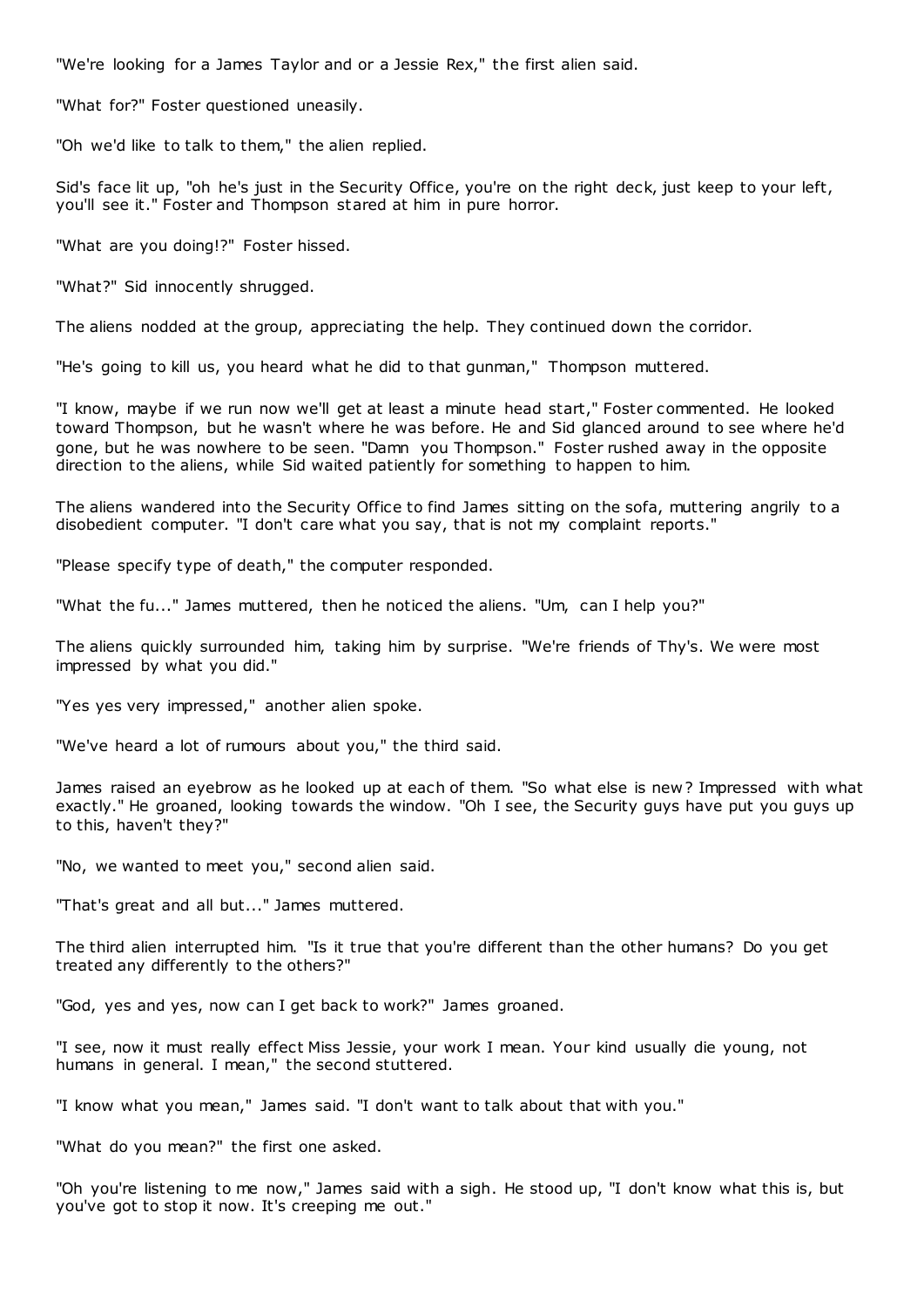"We're looking for a James Taylor and or a Jessie Rex," the first alien said.

"What for?" Foster questioned uneasily.

"Oh we'd like to talk to them," the alien replied.

Sid's face lit up, "oh he's just in the Security Office, you're on the right deck, just keep to your left, you'll see it." Foster and Thompson stared at him in pure horror.

"What are you doing!?" Foster hissed.

"What?" Sid innocently shrugged.

The aliens nodded at the group, appreciating the help. They continued down the corridor.

"He's going to kill us, you heard what he did to that gunman," Thompson muttered.

"I know, maybe if we run now we'll get at least a minute head start," Foster commented. He looked toward Thompson, but he wasn't where he was before. He and Sid glanced around to see where he'd gone, but he was nowhere to be seen. "Damn you Thompson." Foster rushed away in the opposite direction to the aliens, while Sid waited patiently for something to happen to him.

The aliens wandered into the Security Office to find James sitting on the sofa, muttering angrily to a disobedient computer. "I don't care what you say, that is not my complaint reports."

"Please specify type of death," the computer responded.

"What the fu..." James muttered, then he noticed the aliens. "Um, can I help you?"

The aliens quickly surrounded him, taking him by surprise. "We're friends of Thy's. We were most impressed by what you did."

"Yes yes very impressed," another alien spoke.

"We've heard a lot of rumours about you," the third said.

James raised an eyebrow as he looked up at each of them. "So what else is new? Impressed with what exactly." He groaned, looking towards the window. "Oh I see, the Security guys have put you guys up to this, haven't they?"

"No, we wanted to meet you," second alien said.

"That's great and all but..." James muttered.

The third alien interrupted him. "Is it true that you're different than the other humans? Do you get treated any differently to the others?"

"God, yes and yes, now can I get back to work?" James groaned.

"I see, now it must really effect Miss Jessie, your work I mean. Your kind usually die young, not humans in general. I mean," the second stuttered.

"I know what you mean," James said. "I don't want to talk about that with you."

"What do you mean?" the first one asked.

"Oh you're listening to me now," James said with a sigh. He stood up, "I don't know what this is, but you've got to stop it now. It's creeping me out."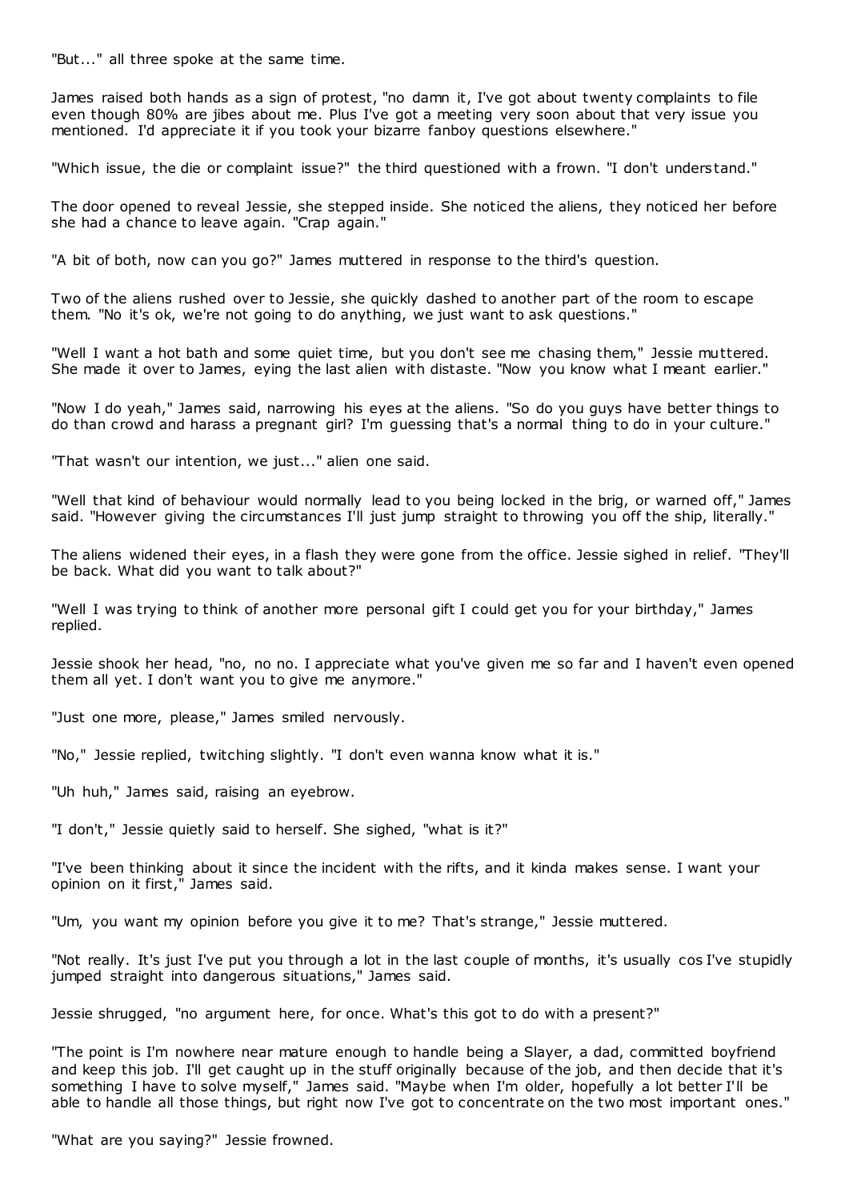"But..." all three spoke at the same time.

James raised both hands as a sign of protest, "no damn it, I've got about twenty complaints to file even though 80% are jibes about me. Plus I've got a meeting very soon about that very issue you mentioned. I'd appreciate it if you took your bizarre fanboy questions elsewhere."

"Which issue, the die or complaint issue?" the third questioned with a frown. "I don't understand."

The door opened to reveal Jessie, she stepped inside. She noticed the aliens, they noticed her before she had a chance to leave again. "Crap again."

"A bit of both, now can you go?" James muttered in response to the third's question.

Two of the aliens rushed over to Jessie, she quickly dashed to another part of the room to escape them. "No it's ok, we're not going to do anything, we just want to ask questions."

"Well I want a hot bath and some quiet time, but you don't see me chasing them," Jessie muttered. She made it over to James, eying the last alien with distaste. "Now you know what I meant earlier."

"Now I do yeah," James said, narrowing his eyes at the aliens. "So do you guys have better things to do than crowd and harass a pregnant girl? I'm guessing that's a normal thing to do in your culture."

"That wasn't our intention, we just..." alien one said.

"Well that kind of behaviour would normally lead to you being locked in the brig, or warned off," James said. "However giving the circumstances I'll just jump straight to throwing you off the ship, literally."

The aliens widened their eyes, in a flash they were gone from the office. Jessie sighed in relief. "They'll be back. What did you want to talk about?"

"Well I was trying to think of another more personal gift I could get you for your birthday," James replied.

Jessie shook her head, "no, no no. I appreciate what you've given me so far and I haven't even opened them all yet. I don't want you to give me anymore."

"Just one more, please," James smiled nervously.

"No," Jessie replied, twitching slightly. "I don't even wanna know what it is."

"Uh huh," James said, raising an eyebrow.

"I don't," Jessie quietly said to herself. She sighed, "what is it?"

"I've been thinking about it since the incident with the rifts, and it kinda makes sense. I want your opinion on it first," James said.

"Um, you want my opinion before you give it to me? That's strange," Jessie muttered.

"Not really. It's just I've put you through a lot in the last couple of months, it's usually cos I've stupidly jumped straight into dangerous situations," James said.

Jessie shrugged, "no argument here, for once. What's this got to do with a present?"

"The point is I'm nowhere near mature enough to handle being a Slayer, a dad, committed boyfriend and keep this job. I'll get caught up in the stuff originally because of the job, and then decide that it's something I have to solve myself," James said. "Maybe when I'm older, hopefully a lot better I'll be able to handle all those things, but right now I've got to concentrate on the two most important ones."

"What are you saying?" Jessie frowned.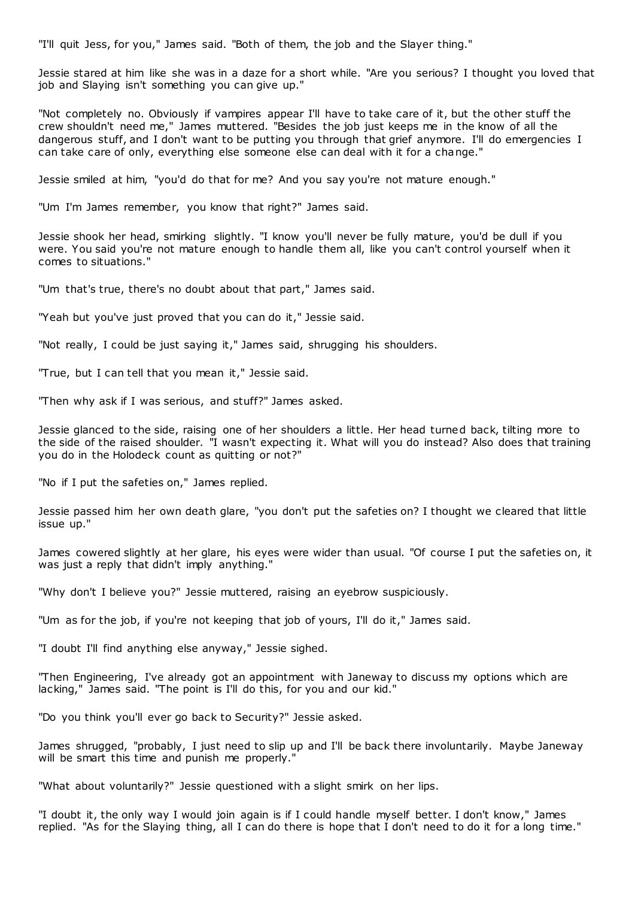"I'll quit Jess, for you," James said. "Both of them, the job and the Slayer thing."

Jessie stared at him like she was in a daze for a short while. "Are you serious? I thought you loved that job and Slaying isn't something you can give up."

"Not completely no. Obviously if vampires appear I'll have to take care of it, but the other stuff the crew shouldn't need me," James muttered. "Besides the job just keeps me in the know of all the dangerous stuff, and I don't want to be putting you through that grief anymore. I'll do emergencies I can take care of only, everything else someone else can deal with it for a change."

Jessie smiled at him, "you'd do that for me? And you say you're not mature enough."

"Um I'm James remember, you know that right?" James said.

Jessie shook her head, smirking slightly. "I know you'll never be fully mature, you'd be dull if you were. You said you're not mature enough to handle them all, like you can't control yourself when it comes to situations."

"Um that's true, there's no doubt about that part," James said.

"Yeah but you've just proved that you can do it," Jessie said.

"Not really, I could be just saying it," James said, shrugging his shoulders.

"True, but I can tell that you mean it," Jessie said.

"Then why ask if I was serious, and stuff?" James asked.

Jessie glanced to the side, raising one of her shoulders a little. Her head turned back, tilting more to the side of the raised shoulder. "I wasn't expecting it. What will you do instead? Also does that training you do in the Holodeck count as quitting or not?"

"No if I put the safeties on," James replied.

Jessie passed him her own death glare, "you don't put the safeties on? I thought we cleared that little issue up."

James cowered slightly at her glare, his eyes were wider than usual. "Of course I put the safeties on, it was just a reply that didn't imply anything."

"Why don't I believe you?" Jessie muttered, raising an eyebrow suspiciously.

"Um as for the job, if you're not keeping that job of yours, I'll do it," James said.

"I doubt I'll find anything else anyway," Jessie sighed.

"Then Engineering, I've already got an appointment with Janeway to discuss my options which are lacking," James said. "The point is I'll do this, for you and our kid."

"Do you think you'll ever go back to Security?" Jessie asked.

James shrugged, "probably, I just need to slip up and I'll be back there involuntarily. Maybe Janeway will be smart this time and punish me properly."

"What about voluntarily?" Jessie questioned with a slight smirk on her lips.

"I doubt it, the only way I would join again is if I could handle myself better. I don't know," James replied. "As for the Slaying thing, all I can do there is hope that I don't need to do it for a long time."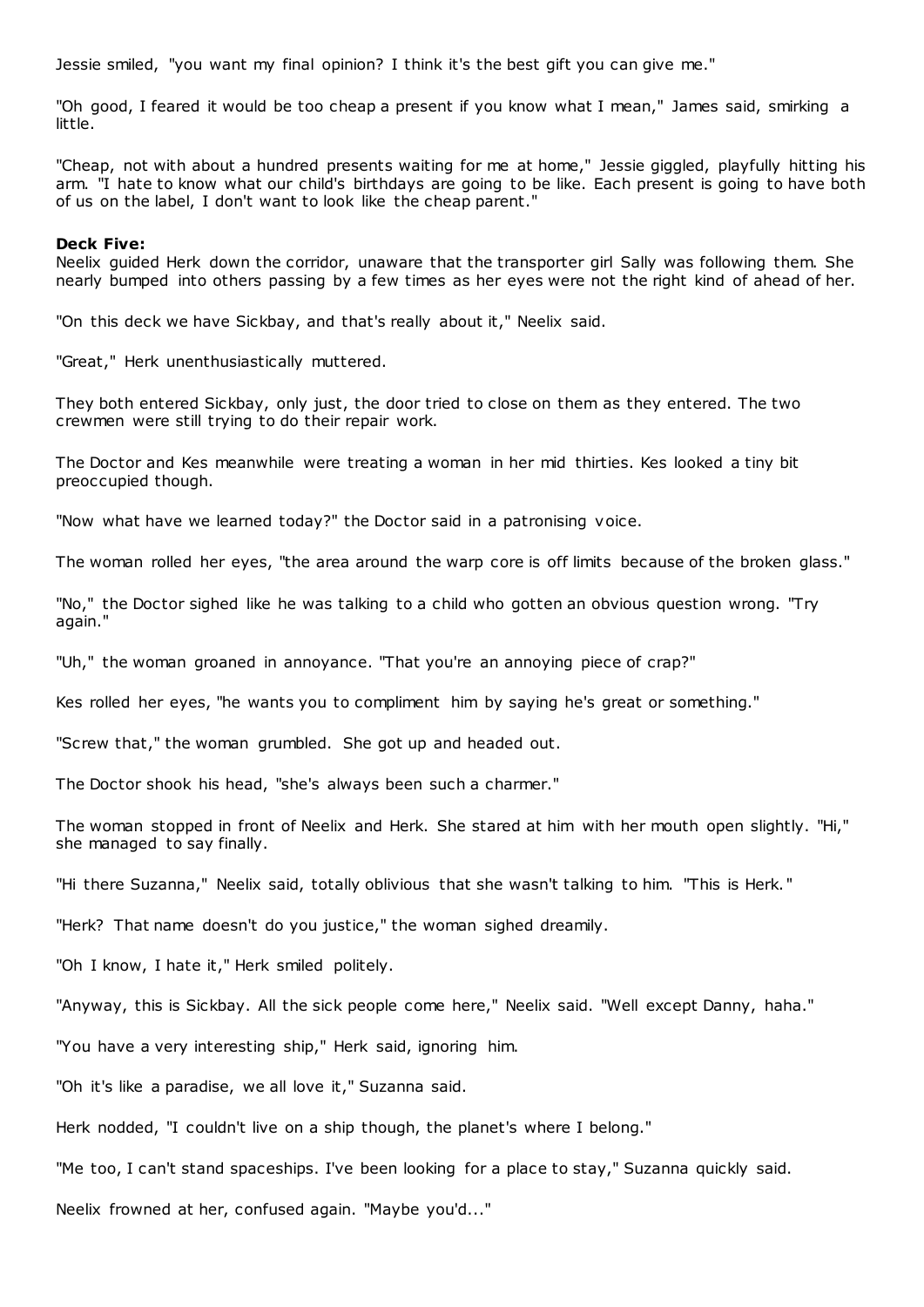Jessie smiled, "you want my final opinion? I think it's the best gift you can give me."

"Oh good, I feared it would be too cheap a present if you know what I mean," James said, smirking a little.

"Cheap, not with about a hundred presents waiting for me at home," Jessie giggled, playfully hitting his arm. "I hate to know what our child's birthdays are going to be like. Each present is going to have both of us on the label, I don't want to look like the cheap parent."

**Deck Five:**
Neelix guided Herk down the corridor, unaware that the transporter girl Sally was following them. She nearly bumped into others passing by a few times as her eyes were not the right kind of ahead of her.

"On this deck we have Sickbay, and that's really about it," Neelix said.

"Great," Herk unenthusiastically muttered.

They both entered Sickbay, only just, the door tried to close on them as they entered. The two crewmen were still trying to do their repair work.

The Doctor and Kes meanwhile were treating a woman in her mid thirties. Kes looked a tiny bit preoccupied though.

"Now what have we learned today?" the Doctor said in a patronising voice.

The woman rolled her eyes, "the area around the warp core is off limits because of the broken glass."

"No," the Doctor sighed like he was talking to a child who gotten an obvious question wrong. "Try again."

"Uh," the woman groaned in annoyance. "That you're an annoying piece of crap?"

Kes rolled her eyes, "he wants you to compliment him by saying he's great or something."

"Screw that," the woman grumbled. She got up and headed out.

The Doctor shook his head, "she's always been such a charmer."

The woman stopped in front of Neelix and Herk. She stared at him with her mouth open slightly. "Hi," she managed to say finally.

"Hi there Suzanna," Neelix said, totally oblivious that she wasn't talking to him. "This is Herk."

"Herk? That name doesn't do you justice," the woman sighed dreamily.

"Oh I know, I hate it," Herk smiled politely.

"Anyway, this is Sickbay. All the sick people come here," Neelix said. "Well except Danny, haha."

"You have a very interesting ship," Herk said, ignoring him.

"Oh it's like a paradise, we all love it," Suzanna said.

Herk nodded, "I couldn't live on a ship though, the planet's where I belong."

"Me too, I can't stand spaceships. I've been looking for a place to stay," Suzanna quickly said.

Neelix frowned at her, confused again. "Maybe you'd..."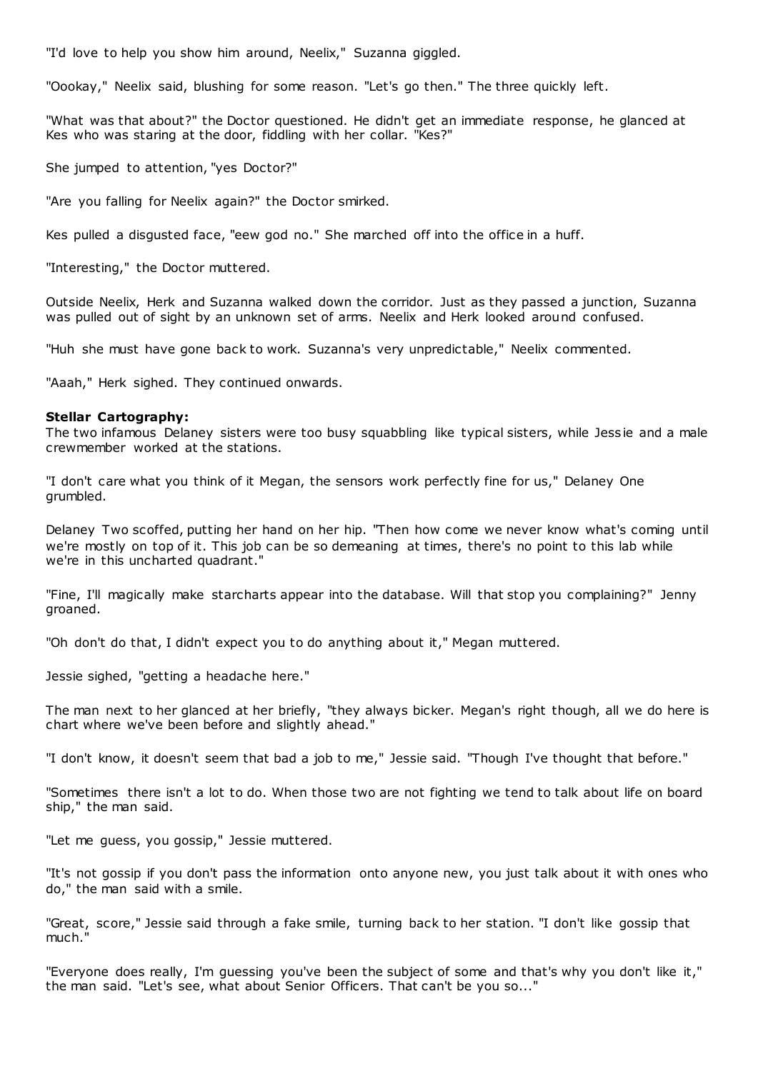"I'd love to help you show him around, Neelix," Suzanna giggled.

"Oookay," Neelix said, blushing for some reason. "Let's go then." The three quickly left.

"What was that about?" the Doctor questioned. He didn't get an immediate response, he glanced at Kes who was staring at the door, fiddling with her collar. "Kes?"

She jumped to attention, "yes Doctor?"

"Are you falling for Neelix again?" the Doctor smirked.

Kes pulled a disgusted face, "eew god no." She marched off into the office in a huff.

"Interesting," the Doctor muttered.

Outside Neelix, Herk and Suzanna walked down the corridor. Just as they passed a junction, Suzanna was pulled out of sight by an unknown set of arms. Neelix and Herk looked around confused.

"Huh she must have gone back to work. Suzanna's very unpredictable," Neelix commented.

"Aaah," Herk sighed. They continued onwards.

**Stellar Cartography:**
The two infamous Delaney sisters were too busy squabbling like typical sisters, while Jessie and a male crewmember worked at the stations.

"I don't care what you think of it Megan, the sensors work perfectly fine for us," Delaney One grumbled.

Delaney Two scoffed, putting her hand on her hip. "Then how come we never know what's coming until we're mostly on top of it. This job can be so demeaning at times, there's no point to this lab while we're in this uncharted quadrant."

"Fine, I'll magically make starcharts appear into the database. Will that stop you complaining?" Jenny groaned.

"Oh don't do that, I didn't expect you to do anything about it," Megan muttered.

Jessie sighed, "getting a headache here."

The man next to her glanced at her briefly, "they always bicker. Megan's right though, all we do here is chart where we've been before and slightly ahead."

"I don't know, it doesn't seem that bad a job to me," Jessie said. "Though I've thought that before."

"Sometimes there isn't a lot to do. When those two are not fighting we tend to talk about life on board ship," the man said.

"Let me guess, you gossip," Jessie muttered.

"It's not gossip if you don't pass the information onto anyone new, you just talk about it with ones who do," the man said with a smile.

"Great, score," Jessie said through a fake smile, turning back to her station. "I don't like gossip that much."

"Everyone does really, I'm guessing you've been the subject of some and that's why you don't like it," the man said. "Let's see, what about Senior Officers. That can't be you so..."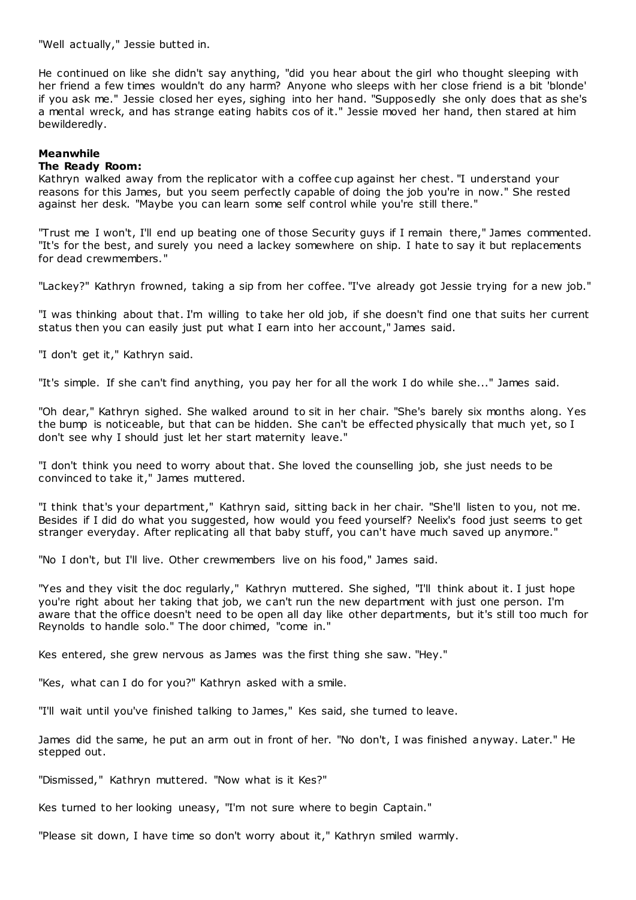"Well actually," Jessie butted in.

He continued on like she didn't say anything, "did you hear about the girl who thought sleeping with her friend a few times wouldn't do any harm? Anyone who sleeps with her close friend is a bit 'blonde' if you ask me." Jessie closed her eyes, sighing into her hand. "Supposedly she only does that as she's a mental wreck, and has strange eating habits cos of it." Jessie moved her hand, then stared at him bewilderedly.

**Meanwhile**
**The Ready Room:**
Kathryn walked away from the replicator with a coffee cup against her chest. "I understand your reasons for this James, but you seem perfectly capable of doing the job you're in now." She rested against her desk. "Maybe you can learn some self control while you're still there."

"Trust me I won't, I'll end up beating one of those Security guys if I remain there," James commented. "It's for the best, and surely you need a lackey somewhere on ship. I hate to say it but replacements for dead crewmembers."

"Lackey?" Kathryn frowned, taking a sip from her coffee. "I've already got Jessie trying for a new job."

"I was thinking about that. I'm willing to take her old job, if she doesn't find one that suits her current status then you can easily just put what I earn into her account," James said.

"I don't get it," Kathryn said.

"It's simple. If she can't find anything, you pay her for all the work I do while she..." James said.

"Oh dear," Kathryn sighed. She walked around to sit in her chair. "She's barely six months along. Yes the bump is noticeable, but that can be hidden. She can't be effected physically that much yet, so I don't see why I should just let her start maternity leave."

"I don't think you need to worry about that. She loved the counselling job, she just needs to be convinced to take it," James muttered.

"I think that's your department," Kathryn said, sitting back in her chair. "She'll listen to you, not me. Besides if I did do what you suggested, how would you feed yourself? Neelix's food just seems to get stranger everyday. After replicating all that baby stuff, you can't have much saved up anymore."

"No I don't, but I'll live. Other crewmembers live on his food," James said.

"Yes and they visit the doc regularly," Kathryn muttered. She sighed, "I'll think about it. I just hope you're right about her taking that job, we can't run the new department with just one person. I'm aware that the office doesn't need to be open all day like other departments, but it's still too much for Reynolds to handle solo." The door chimed, "come in."

Kes entered, she grew nervous as James was the first thing she saw. "Hey."

"Kes, what can I do for you?" Kathryn asked with a smile.

"I'll wait until you've finished talking to James," Kes said, she turned to leave.

James did the same, he put an arm out in front of her. "No don't, I was finished anyway. Later." He stepped out.

"Dismissed," Kathryn muttered. "Now what is it Kes?"

Kes turned to her looking uneasy, "I'm not sure where to begin Captain."

"Please sit down, I have time so don't worry about it," Kathryn smiled warmly.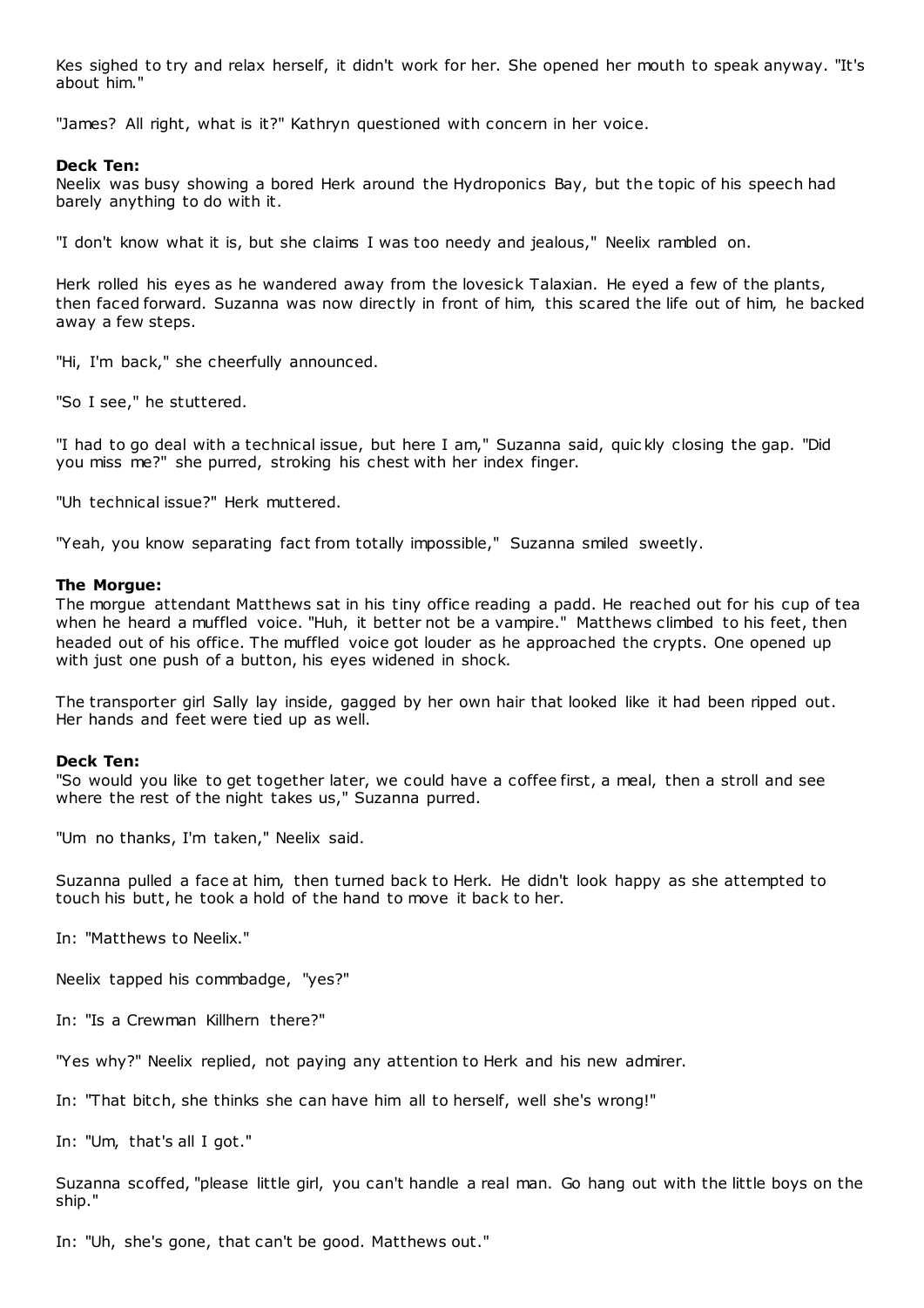Kes sighed to try and relax herself, it didn't work for her. She opened her mouth to speak anyway. "It's about him."

"James? All right, what is it?" Kathryn questioned with concern in her voice.

**Deck Ten:**
Neelix was busy showing a bored Herk around the Hydroponics Bay, but the topic of his speech had barely anything to do with it.

"I don't know what it is, but she claims I was too needy and jealous," Neelix rambled on.

Herk rolled his eyes as he wandered away from the lovesick Talaxian. He eyed a few of the plants, then faced forward. Suzanna was now directly in front of him, this scared the life out of him, he backed away a few steps.

"Hi, I'm back," she cheerfully announced.

"So I see," he stuttered.

"I had to go deal with a technical issue, but here I am," Suzanna said, quickly closing the gap. "Did you miss me?" she purred, stroking his chest with her index finger.

"Uh technical issue?" Herk muttered.

"Yeah, you know separating fact from totally impossible," Suzanna smiled sweetly.

**The Morgue:**
The morgue attendant Matthews sat in his tiny office reading a padd. He reached out for his cup of tea when he heard a muffled voice. "Huh, it better not be a vampire." Matthews climbed to his feet, then headed out of his office. The muffled voice got louder as he approached the crypts. One opened up with just one push of a button, his eyes widened in shock.

The transporter girl Sally lay inside, gagged by her own hair that looked like it had been ripped out. Her hands and feet were tied up as well.

**Deck Ten:**
"So would you like to get together later, we could have a coffee first, a meal, then a stroll and see where the rest of the night takes us," Suzanna purred.

"Um no thanks, I'm taken," Neelix said.

Suzanna pulled a face at him, then turned back to Herk. He didn't look happy as she attempted to touch his butt, he took a hold of the hand to move it back to her.

In: "Matthews to Neelix."

Neelix tapped his commbadge, "yes?"

In: "Is a Crewman Killhern there?"

"Yes why?" Neelix replied, not paying any attention to Herk and his new admirer.

In: "That bitch, she thinks she can have him all to herself, well she's wrong!"

In: "Um, that's all I got."

Suzanna scoffed, "please little girl, you can't handle a real man. Go hang out with the little boys on the ship."

In: "Uh, she's gone, that can't be good. Matthews out."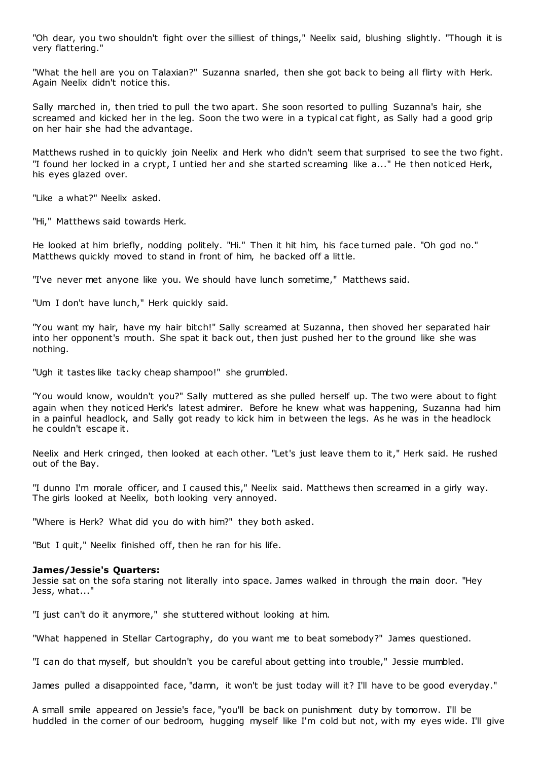"Oh dear, you two shouldn't fight over the silliest of things," Neelix said, blushing slightly. "Though it is very flattering."

"What the hell are you on Talaxian?" Suzanna snarled, then she got back to being all flirty with Herk. Again Neelix didn't notice this.

Sally marched in, then tried to pull the two apart. She soon resorted to pulling Suzanna's hair, she screamed and kicked her in the leg. Soon the two were in a typical cat fight, as Sally had a good grip on her hair she had the advantage.

Matthews rushed in to quickly join Neelix and Herk who didn't seem that surprised to see the two fight. "I found her locked in a crypt, I untied her and she started screaming like a..." He then noticed Herk, his eyes glazed over.

"Like a what?" Neelix asked.

"Hi," Matthews said towards Herk.

He looked at him briefly, nodding politely. "Hi." Then it hit him, his face turned pale. "Oh god no." Matthews quickly moved to stand in front of him, he backed off a little.

"I've never met anyone like you. We should have lunch sometime," Matthews said.

"Um I don't have lunch," Herk quickly said.

"You want my hair, have my hair bitch!" Sally screamed at Suzanna, then shoved her separated hair into her opponent's mouth. She spat it back out, then just pushed her to the ground like she was nothing.

"Ugh it tastes like tacky cheap shampoo!" she grumbled.

"You would know, wouldn't you?" Sally muttered as she pulled herself up. The two were about to fight again when they noticed Herk's latest admirer. Before he knew what was happening, Suzanna had him in a painful headlock, and Sally got ready to kick him in between the legs. As he was in the headlock he couldn't escape it.

Neelix and Herk cringed, then looked at each other. "Let's just leave them to it," Herk said. He rushed out of the Bay.

"I dunno I'm morale officer, and I caused this," Neelix said. Matthews then screamed in a girly way. The girls looked at Neelix, both looking very annoyed.

"Where is Herk? What did you do with him?" they both asked.

"But I quit," Neelix finished off, then he ran for his life.

**James/Jessie's Quarters:**
Jessie sat on the sofa staring not literally into space. James walked in through the main door. "Hey Jess, what..."

"I just can't do it anymore," she stuttered without looking at him.

"What happened in Stellar Cartography, do you want me to beat somebody?" James questioned.

"I can do that myself, but shouldn't you be careful about getting into trouble," Jessie mumbled.

James pulled a disappointed face, "damn, it won't be just today will it? I'll have to be good everyday."

A small smile appeared on Jessie's face, "you'll be back on punishment duty by tomorrow. I'll be huddled in the corner of our bedroom, hugging myself like I'm cold but not, with my eyes wide. I'll give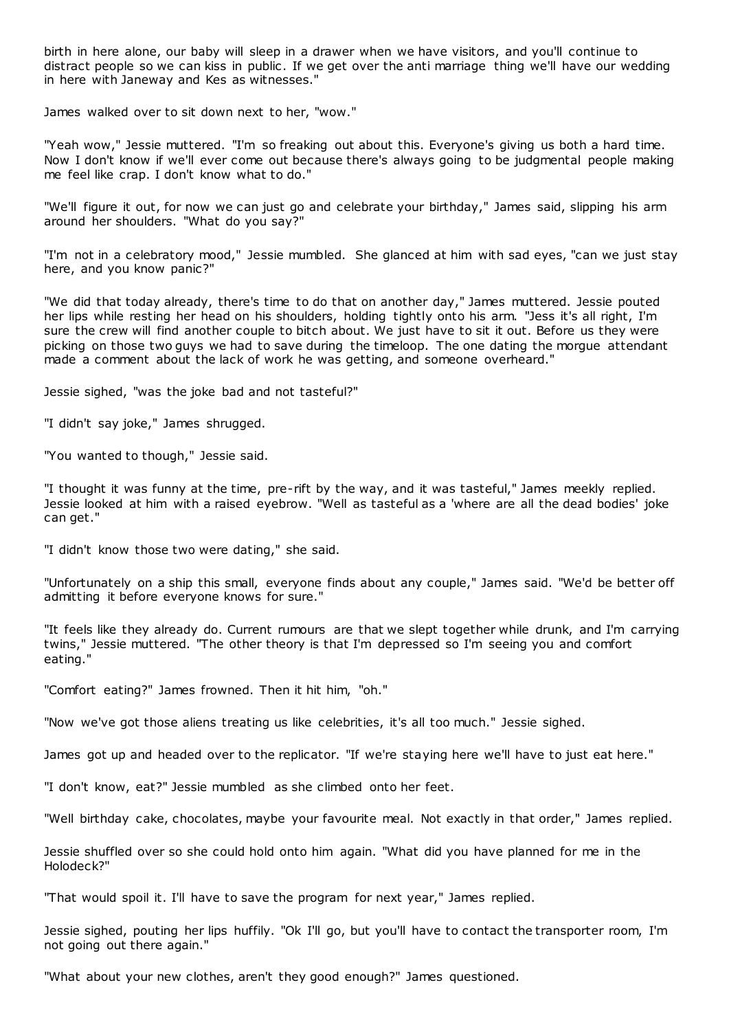birth in here alone, our baby will sleep in a drawer when we have visitors, and you'll continue to distract people so we can kiss in public. If we get over the anti marriage thing we'll have our wedding in here with Janeway and Kes as witnesses."

James walked over to sit down next to her, "wow."

"Yeah wow," Jessie muttered. "I'm so freaking out about this. Everyone's giving us both a hard time. Now I don't know if we'll ever come out because there's always going to be judgmental people making me feel like crap. I don't know what to do."

"We'll figure it out, for now we can just go and celebrate your birthday," James said, slipping his arm around her shoulders. "What do you say?"

"I'm not in a celebratory mood," Jessie mumbled. She glanced at him with sad eyes, "can we just stay here, and you know panic?"

"We did that today already, there's time to do that on another day," James muttered. Jessie pouted her lips while resting her head on his shoulders, holding tightly onto his arm. "Jess it's all right, I'm sure the crew will find another couple to bitch about. We just have to sit it out. Before us they were picking on those two guys we had to save during the timeloop. The one dating the morgue attendant made a comment about the lack of work he was getting, and someone overheard."

Jessie sighed, "was the joke bad and not tasteful?"

"I didn't say joke," James shrugged.

"You wanted to though," Jessie said.

"I thought it was funny at the time, pre-rift by the way, and it was tasteful," James meekly replied. Jessie looked at him with a raised eyebrow. "Well as tasteful as a 'where are all the dead bodies' joke can get."

"I didn't know those two were dating," she said.

"Unfortunately on a ship this small, everyone finds about any couple," James said. "We'd be better off admitting it before everyone knows for sure."

"It feels like they already do. Current rumours are that we slept together while drunk, and I'm carrying twins," Jessie muttered. "The other theory is that I'm depressed so I'm seeing you and comfort eating."

"Comfort eating?" James frowned. Then it hit him, "oh."

"Now we've got those aliens treating us like celebrities, it's all too much." Jessie sighed.

James got up and headed over to the replicator. "If we're staying here we'll have to just eat here."

"I don't know, eat?" Jessie mumbled as she climbed onto her feet.

"Well birthday cake, chocolates, maybe your favourite meal. Not exactly in that order," James replied.

Jessie shuffled over so she could hold onto him again. "What did you have planned for me in the Holodeck?"

"That would spoil it. I'll have to save the program for next year," James replied.

Jessie sighed, pouting her lips huffily. "Ok I'll go, but you'll have to contact the transporter room, I'm not going out there again."

"What about your new clothes, aren't they good enough?" James questioned.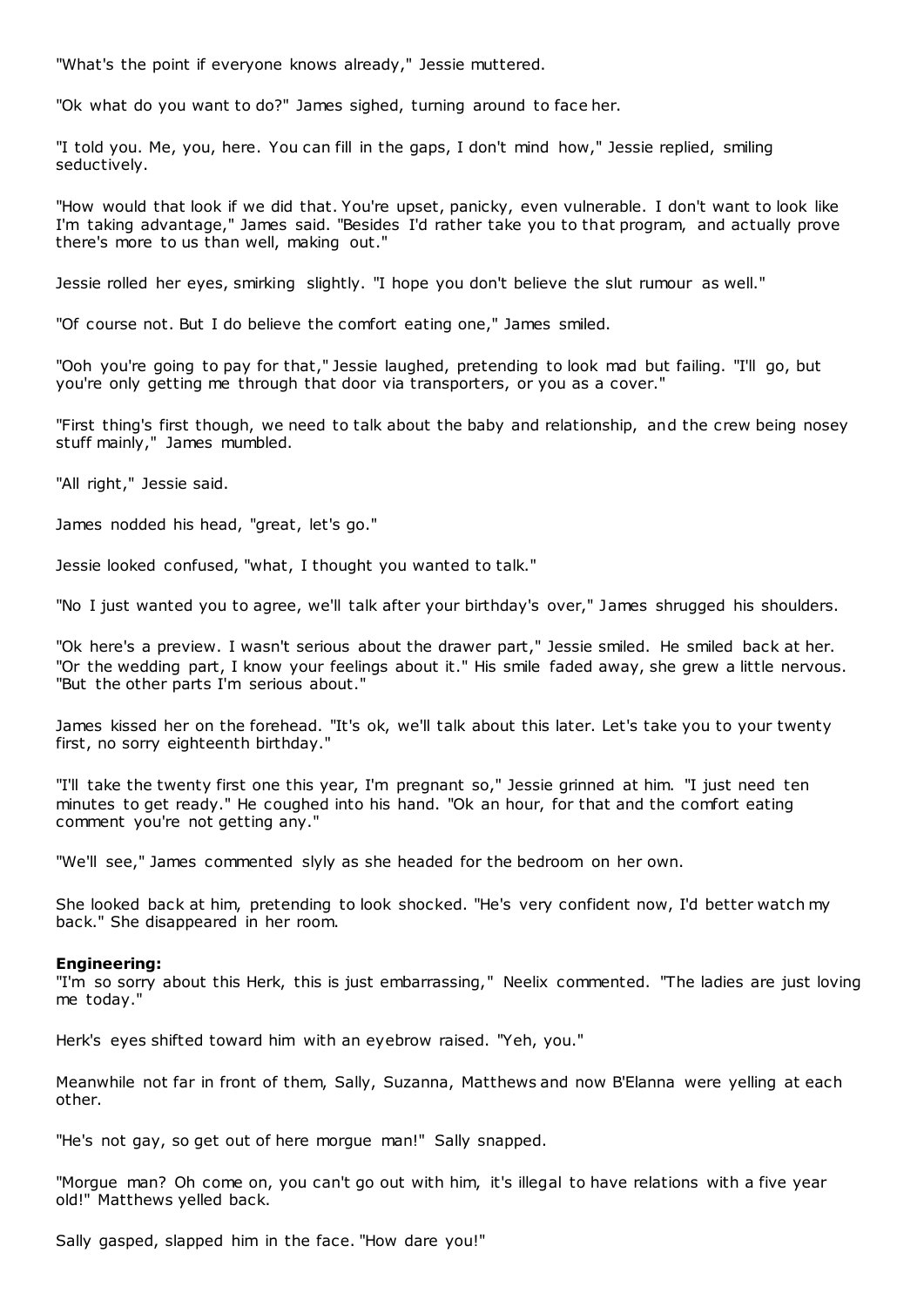"What's the point if everyone knows already," Jessie muttered.

"Ok what do you want to do?" James sighed, turning around to face her.

"I told you. Me, you, here. You can fill in the gaps, I don't mind how," Jessie replied, smiling seductively.

"How would that look if we did that. You're upset, panicky, even vulnerable. I don't want to look like I'm taking advantage," James said. "Besides I'd rather take you to that program, and actually prove there's more to us than well, making out."

Jessie rolled her eyes, smirking slightly. "I hope you don't believe the slut rumour as well."

"Of course not. But I do believe the comfort eating one," James smiled.

"Ooh you're going to pay for that," Jessie laughed, pretending to look mad but failing. "I'll go, but you're only getting me through that door via transporters, or you as a cover."

"First thing's first though, we need to talk about the baby and relationship, and the crew being nosey stuff mainly," James mumbled.

"All right," Jessie said.

James nodded his head, "great, let's go."

Jessie looked confused, "what, I thought you wanted to talk."

"No I just wanted you to agree, we'll talk after your birthday's over," James shrugged his shoulders.

"Ok here's a preview. I wasn't serious about the drawer part," Jessie smiled. He smiled back at her. "Or the wedding part, I know your feelings about it." His smile faded away, she grew a little nervous. "But the other parts I'm serious about."

James kissed her on the forehead. "It's ok, we'll talk about this later. Let's take you to your twenty first, no sorry eighteenth birthday."

"I'll take the twenty first one this year, I'm pregnant so," Jessie grinned at him. "I just need ten minutes to get ready." He coughed into his hand. "Ok an hour, for that and the comfort eating comment you're not getting any."

"We'll see," James commented slyly as she headed for the bedroom on her own.

She looked back at him, pretending to look shocked. "He's very confident now, I'd better watch my back." She disappeared in her room.

**Engineering:**

"I'm so sorry about this Herk, this is just embarrassing," Neelix commented. "The ladies are just loving me today."

Herk's eyes shifted toward him with an eyebrow raised. "Yeh, you."

Meanwhile not far in front of them, Sally, Suzanna, Matthews and now B'Elanna were yelling at each other.

"He's not gay, so get out of here morgue man!" Sally snapped.

"Morgue man? Oh come on, you can't go out with him, it's illegal to have relations with a five year old!" Matthews yelled back.

Sally gasped, slapped him in the face. "How dare you!"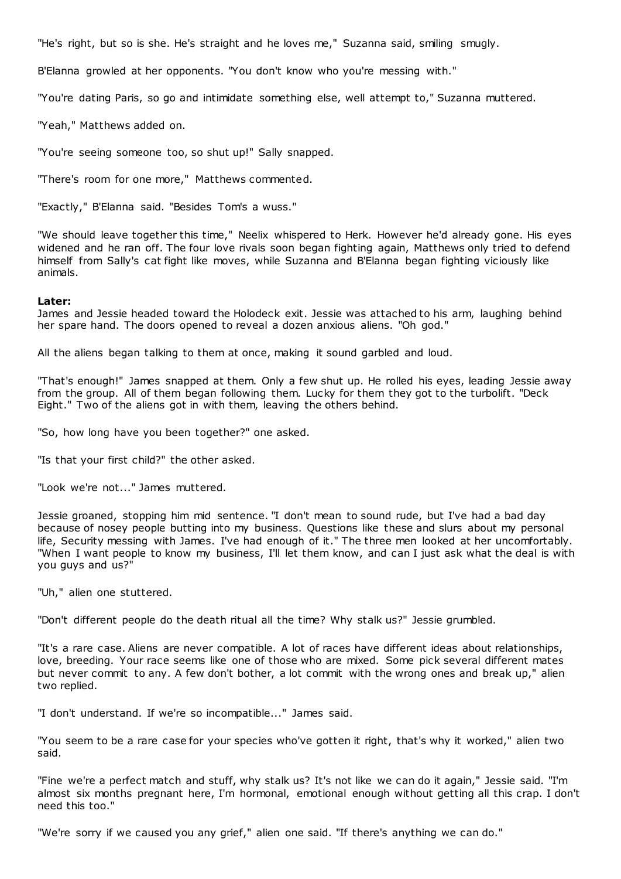"He's right, but so is she. He's straight and he loves me," Suzanna said, smiling smugly.

B'Elanna growled at her opponents. "You don't know who you're messing with."

"You're dating Paris, so go and intimidate something else, well attempt to," Suzanna muttered.

"Yeah," Matthews added on.

"You're seeing someone too, so shut up!" Sally snapped.

"There's room for one more," Matthews commented.

"Exactly," B'Elanna said. "Besides Tom's a wuss."

"We should leave together this time," Neelix whispered to Herk. However he'd already gone. His eyes widened and he ran off. The four love rivals soon began fighting again, Matthews only tried to defend himself from Sally's cat fight like moves, while Suzanna and B'Elanna began fighting viciously like animals.

**Later:**
James and Jessie headed toward the Holodeck exit. Jessie was attached to his arm, laughing behind her spare hand. The doors opened to reveal a dozen anxious aliens. "Oh god."

All the aliens began talking to them at once, making it sound garbled and loud.

"That's enough!" James snapped at them. Only a few shut up. He rolled his eyes, leading Jessie away from the group. All of them began following them. Lucky for them they got to the turbolift. "Deck Eight." Two of the aliens got in with them, leaving the others behind.

"So, how long have you been together?" one asked.

"Is that your first child?" the other asked.

"Look we're not..." James muttered.

Jessie groaned, stopping him mid sentence. "I don't mean to sound rude, but I've had a bad day because of nosey people butting into my business. Questions like these and slurs about my personal life, Security messing with James. I've had enough of it." The three men looked at her uncomfortably. "When I want people to know my business, I'll let them know, and can I just ask what the deal is with you guys and us?"

"Uh," alien one stuttered.

"Don't different people do the death ritual all the time? Why stalk us?" Jessie grumbled.

"It's a rare case. Aliens are never compatible. A lot of races have different ideas about relationships, love, breeding. Your race seems like one of those who are mixed. Some pick several different mates but never commit to any. A few don't bother, a lot commit with the wrong ones and break up," alien two replied.

"I don't understand. If we're so incompatible..." James said.

"You seem to be a rare case for your species who've gotten it right, that's why it worked," alien two said.

"Fine we're a perfect match and stuff, why stalk us? It's not like we can do it again," Jessie said. "I'm almost six months pregnant here, I'm hormonal, emotional enough without getting all this crap. I don't need this too."

"We're sorry if we caused you any grief," alien one said. "If there's anything we can do."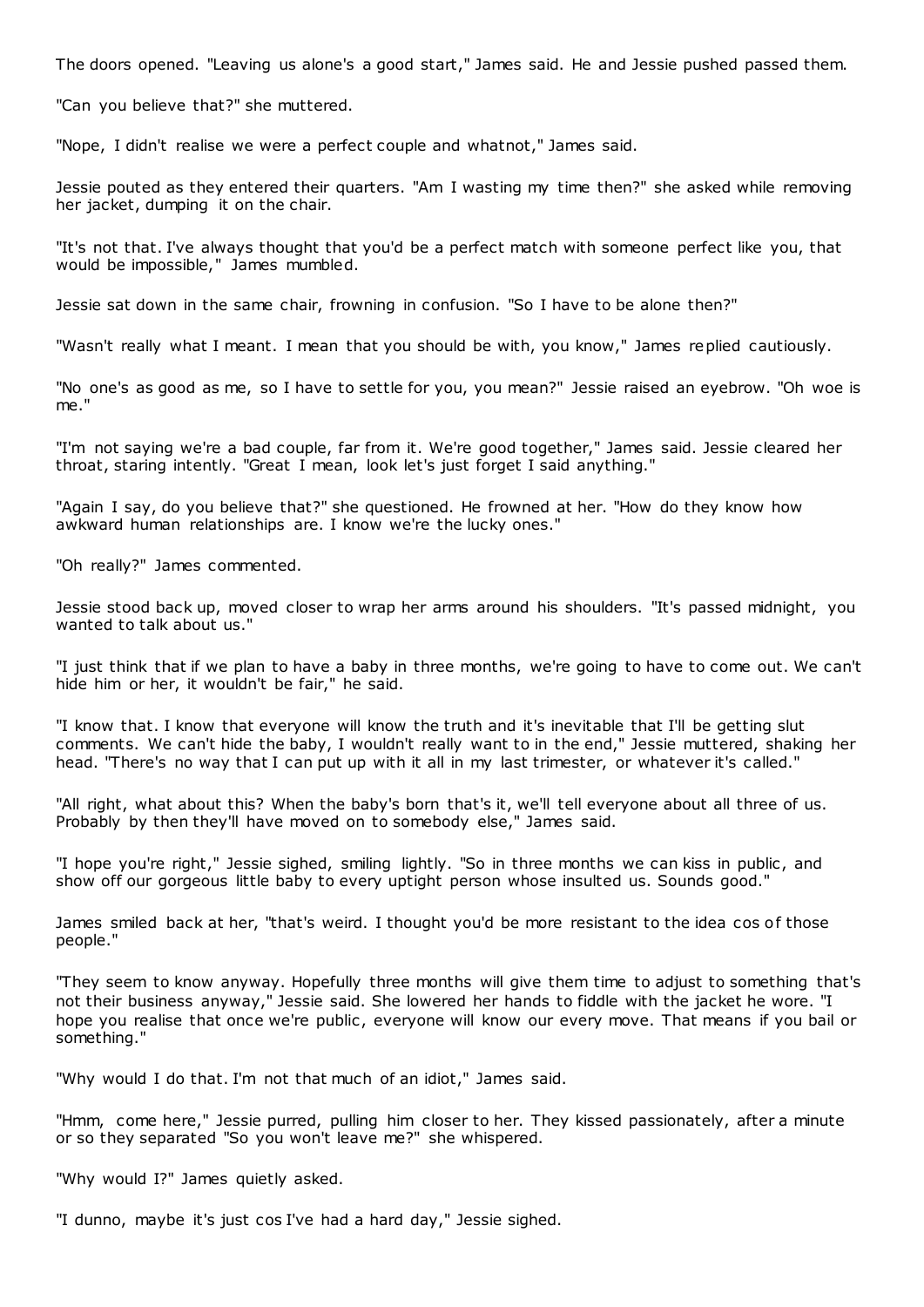The doors opened. "Leaving us alone's a good start," James said. He and Jessie pushed passed them.

"Can you believe that?" she muttered.

"Nope, I didn't realise we were a perfect couple and whatnot," James said.

Jessie pouted as they entered their quarters. "Am I wasting my time then?" she asked while removing her jacket, dumping it on the chair.

"It's not that. I've always thought that you'd be a perfect match with someone perfect like you, that would be impossible," James mumbled.

Jessie sat down in the same chair, frowning in confusion. "So I have to be alone then?"

"Wasn't really what I meant. I mean that you should be with, you know," James replied cautiously.

"No one's as good as me, so I have to settle for you, you mean?" Jessie raised an eyebrow. "Oh woe is me."

"I'm not saying we're a bad couple, far from it. We're good together," James said. Jessie cleared her throat, staring intently. "Great I mean, look let's just forget I said anything."

"Again I say, do you believe that?" she questioned. He frowned at her. "How do they know how awkward human relationships are. I know we're the lucky ones."

"Oh really?" James commented.

Jessie stood back up, moved closer to wrap her arms around his shoulders. "It's passed midnight, you wanted to talk about us."

"I just think that if we plan to have a baby in three months, we're going to have to come out. We can't hide him or her, it wouldn't be fair," he said.

"I know that. I know that everyone will know the truth and it's inevitable that I'll be getting slut comments. We can't hide the baby, I wouldn't really want to in the end," Jessie muttered, shaking her head. "There's no way that I can put up with it all in my last trimester, or whatever it's called."

"All right, what about this? When the baby's born that's it, we'll tell everyone about all three of us. Probably by then they'll have moved on to somebody else," James said.

"I hope you're right," Jessie sighed, smiling lightly. "So in three months we can kiss in public, and show off our gorgeous little baby to every uptight person whose insulted us. Sounds good."

James smiled back at her, "that's weird. I thought you'd be more resistant to the idea cos of those people."

"They seem to know anyway. Hopefully three months will give them time to adjust to something that's not their business anyway," Jessie said. She lowered her hands to fiddle with the jacket he wore. "I hope you realise that once we're public, everyone will know our every move. That means if you bail or something."

"Why would I do that. I'm not that much of an idiot," James said.

"Hmm, come here," Jessie purred, pulling him closer to her. They kissed passionately, after a minute or so they separated "So you won't leave me?" she whispered.

"Why would I?" James quietly asked.

"I dunno, maybe it's just cos I've had a hard day," Jessie sighed.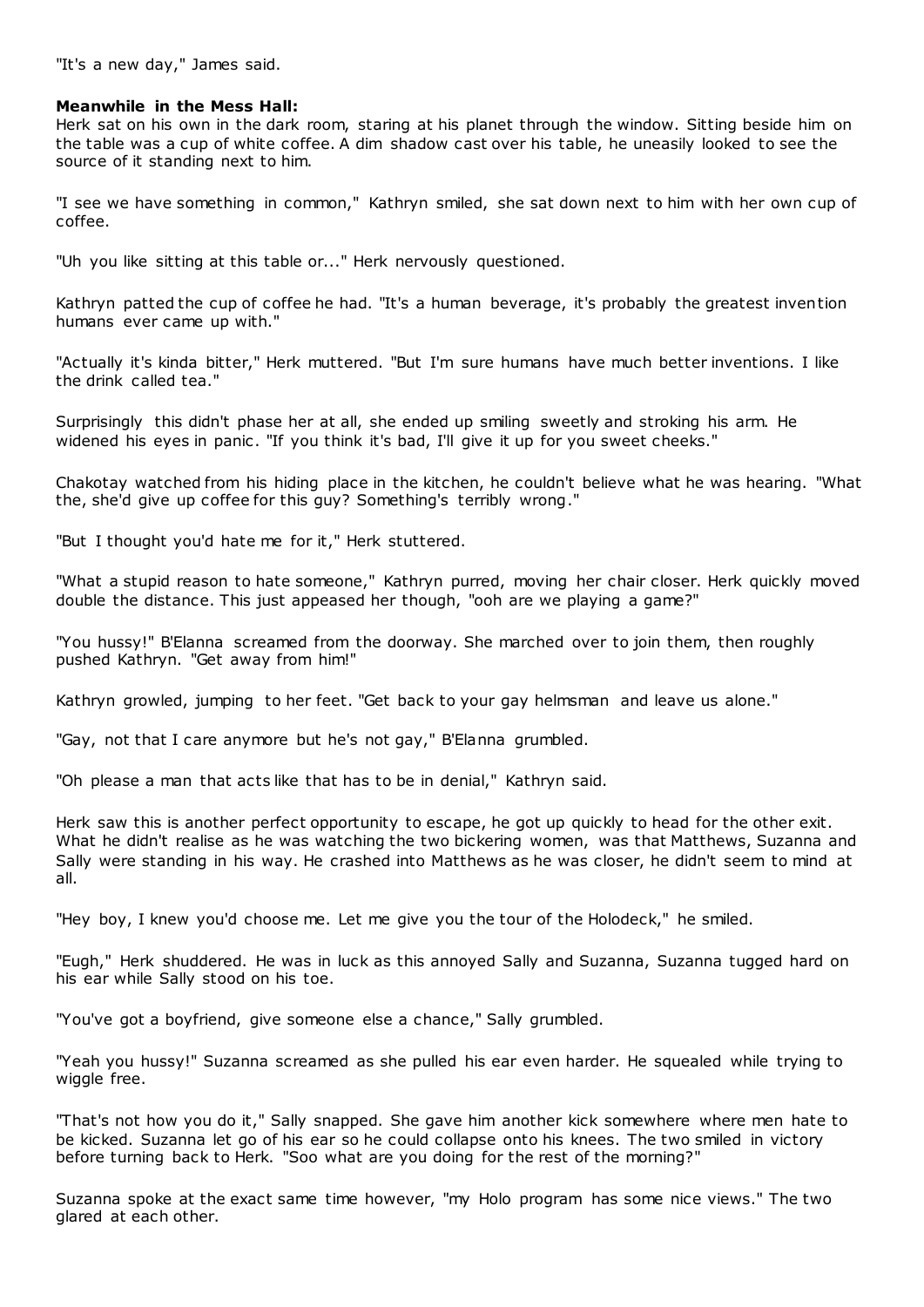"It's a new day," James said.

**Meanwhile in the Mess Hall:**

Herk sat on his own in the dark room, staring at his planet through the window. Sitting beside him on the table was a cup of white coffee. A dim shadow cast over his table, he uneasily looked to see the source of it standing next to him.

"I see we have something in common," Kathryn smiled, she sat down next to him with her own cup of coffee.

"Uh you like sitting at this table or..." Herk nervously questioned.

Kathryn patted the cup of coffee he had. "It's a human beverage, it's probably the greatest invention humans ever came up with."

"Actually it's kinda bitter," Herk muttered. "But I'm sure humans have much better inventions. I like the drink called tea."

Surprisingly this didn't phase her at all, she ended up smiling sweetly and stroking his arm. He widened his eyes in panic. "If you think it's bad, I'll give it up for you sweet cheeks."

Chakotay watched from his hiding place in the kitchen, he couldn't believe what he was hearing. "What the, she'd give up coffee for this guy? Something's terribly wrong."

"But I thought you'd hate me for it," Herk stuttered.

"What a stupid reason to hate someone," Kathryn purred, moving her chair closer. Herk quickly moved double the distance. This just appeased her though, "ooh are we playing a game?"

"You hussy!" B'Elanna screamed from the doorway. She marched over to join them, then roughly pushed Kathryn. "Get away from him!"

Kathryn growled, jumping to her feet. "Get back to your gay helmsman and leave us alone."

"Gay, not that I care anymore but he's not gay," B'Elanna grumbled.

"Oh please a man that acts like that has to be in denial," Kathryn said.

Herk saw this is another perfect opportunity to escape, he got up quickly to head for the other exit. What he didn't realise as he was watching the two bickering women, was that Matthews, Suzanna and Sally were standing in his way. He crashed into Matthews as he was closer, he didn't seem to mind at all.

"Hey boy, I knew you'd choose me. Let me give you the tour of the Holodeck," he smiled.

"Eugh," Herk shuddered. He was in luck as this annoyed Sally and Suzanna, Suzanna tugged hard on his ear while Sally stood on his toe.

"You've got a boyfriend, give someone else a chance," Sally grumbled.

"Yeah you hussy!" Suzanna screamed as she pulled his ear even harder. He squealed while trying to wiggle free.

"That's not how you do it," Sally snapped. She gave him another kick somewhere where men hate to be kicked. Suzanna let go of his ear so he could collapse onto his knees. The two smiled in victory before turning back to Herk. "Soo what are you doing for the rest of the morning?"

Suzanna spoke at the exact same time however, "my Holo program has some nice views." The two glared at each other.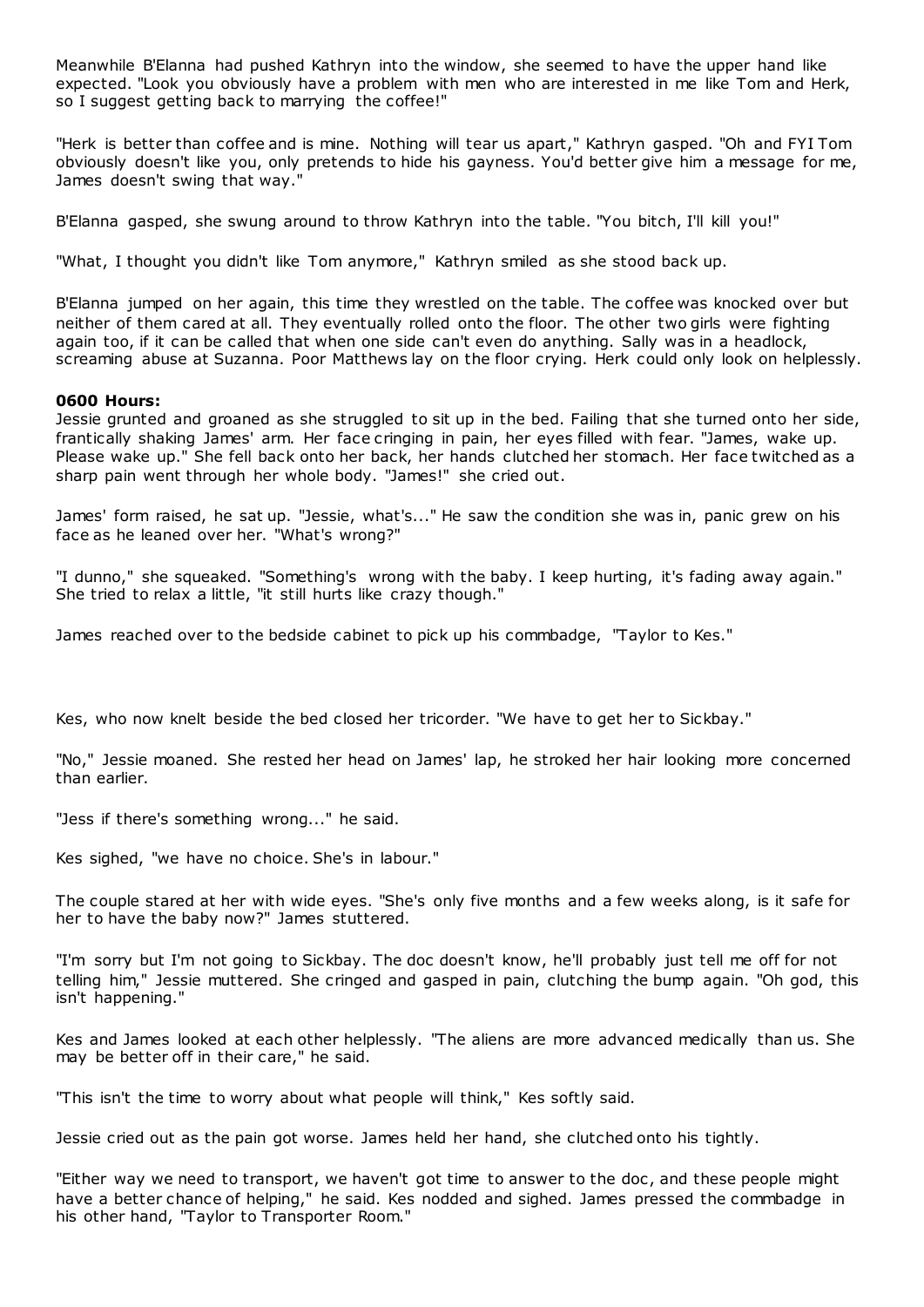Meanwhile B'Elanna had pushed Kathryn into the window, she seemed to have the upper hand like expected. "Look you obviously have a problem with men who are interested in me like Tom and Herk, so I suggest getting back to marrying the coffee!"

"Herk is better than coffee and is mine. Nothing will tear us apart," Kathryn gasped. "Oh and FYI Tom obviously doesn't like you, only pretends to hide his gayness. You'd better give him a message for me, James doesn't swing that way."

B'Elanna gasped, she swung around to throw Kathryn into the table. "You bitch, I'll kill you!"

"What, I thought you didn't like Tom anymore," Kathryn smiled as she stood back up.

B'Elanna jumped on her again, this time they wrestled on the table. The coffee was knocked over but neither of them cared at all. They eventually rolled onto the floor. The other two girls were fighting again too, if it can be called that when one side can't even do anything. Sally was in a headlock, screaming abuse at Suzanna. Poor Matthews lay on the floor crying. Herk could only look on helplessly.

**0600 Hours:**

Jessie grunted and groaned as she struggled to sit up in the bed. Failing that she turned onto her side, frantically shaking James' arm. Her face cringing in pain, her eyes filled with fear. "James, wake up. Please wake up." She fell back onto her back, her hands clutched her stomach. Her face twitched as a sharp pain went through her whole body. "James!" she cried out.

James' form raised, he sat up. "Jessie, what's..." He saw the condition she was in, panic grew on his face as he leaned over her. "What's wrong?"

"I dunno," she squeaked. "Something's wrong with the baby. I keep hurting, it's fading away again." She tried to relax a little, "it still hurts like crazy though."

James reached over to the bedside cabinet to pick up his commbadge, "Taylor to Kes."

Kes, who now knelt beside the bed closed her tricorder. "We have to get her to Sickbay."

"No," Jessie moaned. She rested her head on James' lap, he stroked her hair looking more concerned than earlier.

"Jess if there's something wrong..." he said.

Kes sighed, "we have no choice. She's in labour."

The couple stared at her with wide eyes. "She's only five months and a few weeks along, is it safe for her to have the baby now?" James stuttered.

"I'm sorry but I'm not going to Sickbay. The doc doesn't know, he'll probably just tell me off for not telling him," Jessie muttered. She cringed and gasped in pain, clutching the bump again. "Oh god, this isn't happening."

Kes and James looked at each other helplessly. "The aliens are more advanced medically than us. She may be better off in their care," he said.

"This isn't the time to worry about what people will think," Kes softly said.

Jessie cried out as the pain got worse. James held her hand, she clutched onto his tightly.

"Either way we need to transport, we haven't got time to answer to the doc, and these people might have a better chance of helping," he said. Kes nodded and sighed. James pressed the commbadge in his other hand, "Taylor to Transporter Room."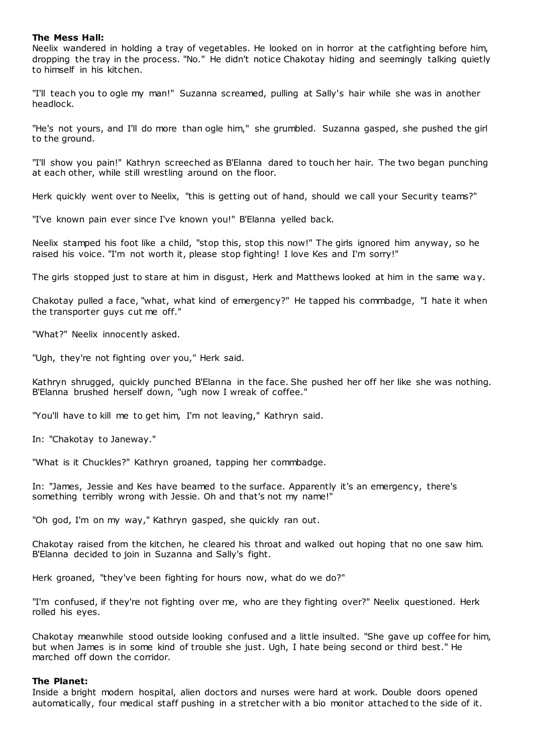**The Mess Hall:**

Neelix wandered in holding a tray of vegetables. He looked on in horror at the catfighting before him, dropping the tray in the process. "No." He didn't notice Chakotay hiding and seemingly talking quietly to himself in his kitchen.

"I'll teach you to ogle my man!" Suzanna screamed, pulling at Sally's hair while she was in another headlock.

"He's not yours, and I'll do more than ogle him," she grumbled. Suzanna gasped, she pushed the girl to the ground.

"I'll show you pain!" Kathryn screeched as B'Elanna dared to touch her hair. The two began punching at each other, while still wrestling around on the floor.

Herk quickly went over to Neelix, "this is getting out of hand, should we call your Security teams?"

"I've known pain ever since I've known you!" B'Elanna yelled back.

Neelix stamped his foot like a child, "stop this, stop this now!" The girls ignored him anyway, so he raised his voice. "I'm not worth it, please stop fighting! I love Kes and I'm sorry!"

The girls stopped just to stare at him in disgust, Herk and Matthews looked at him in the same way.

Chakotay pulled a face, "what, what kind of emergency?" He tapped his commbadge, "I hate it when the transporter guys cut me off."

"What?" Neelix innocently asked.

"Ugh, they're not fighting over you," Herk said.

Kathryn shrugged, quickly punched B'Elanna in the face. She pushed her off her like she was nothing. B'Elanna brushed herself down, "ugh now I wreak of coffee."

"You'll have to kill me to get him, I'm not leaving," Kathryn said.

In: "Chakotay to Janeway."

"What is it Chuckles?" Kathryn groaned, tapping her commbadge.

In: "James, Jessie and Kes have beamed to the surface. Apparently it's an emergency, there's something terribly wrong with Jessie. Oh and that's not my name!"

"Oh god, I'm on my way," Kathryn gasped, she quickly ran out.

Chakotay raised from the kitchen, he cleared his throat and walked out hoping that no one saw him. B'Elanna decided to join in Suzanna and Sally's fight.

Herk groaned, "they've been fighting for hours now, what do we do?"

"I'm confused, if they're not fighting over me, who are they fighting over?" Neelix questioned. Herk rolled his eyes.

Chakotay meanwhile stood outside looking confused and a little insulted. "She gave up coffee for him, but when James is in some kind of trouble she just. Ugh, I hate being second or third best." He marched off down the corridor.

**The Planet:**

Inside a bright modern hospital, alien doctors and nurses were hard at work. Double doors opened automatically, four medical staff pushing in a stretcher with a bio monitor attached to the side of it.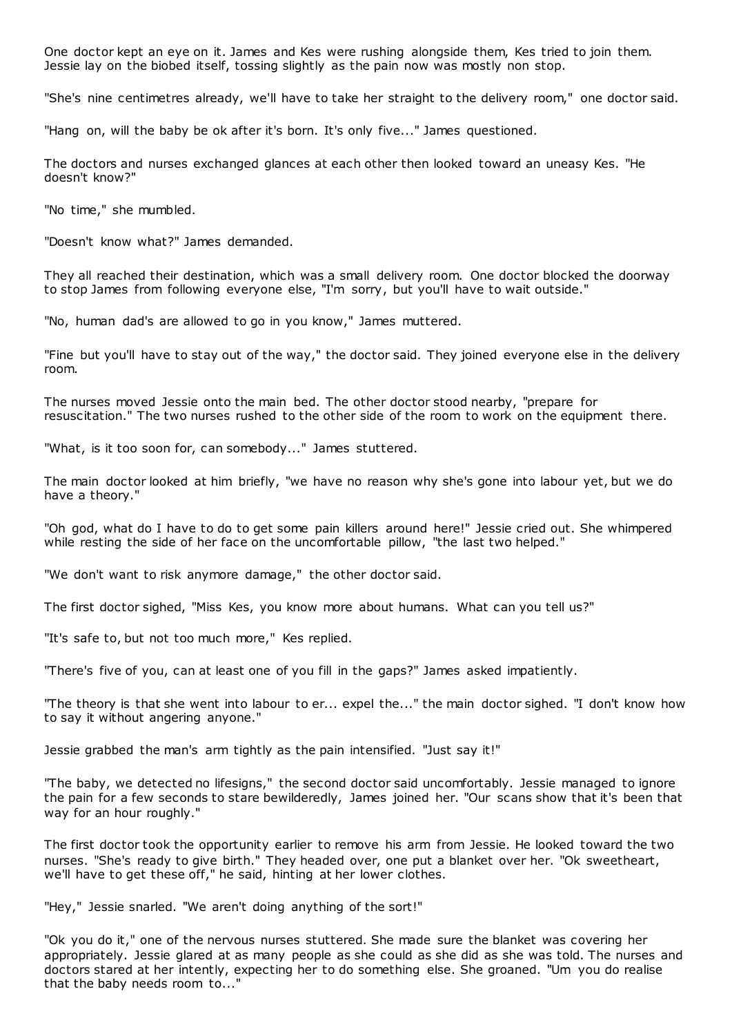One doctor kept an eye on it. James and Kes were rushing alongside them, Kes tried to join them. Jessie lay on the biobed itself, tossing slightly as the pain now was mostly non stop.

"She's nine centimetres already, we'll have to take her straight to the delivery room," one doctor said.

"Hang on, will the baby be ok after it's born. It's only five..." James questioned.

The doctors and nurses exchanged glances at each other then looked toward an uneasy Kes. "He doesn't know?"

"No time," she mumbled.

"Doesn't know what?" James demanded.

They all reached their destination, which was a small delivery room. One doctor blocked the doorway to stop James from following everyone else, "I'm sorry, but you'll have to wait outside."

"No, human dad's are allowed to go in you know," James muttered.

"Fine but you'll have to stay out of the way," the doctor said. They joined everyone else in the delivery room.

The nurses moved Jessie onto the main bed. The other doctor stood nearby, "prepare for resuscitation." The two nurses rushed to the other side of the room to work on the equipment there.

"What, is it too soon for, can somebody..." James stuttered.

The main doctor looked at him briefly, "we have no reason why she's gone into labour yet, but we do have a theory."

"Oh god, what do I have to do to get some pain killers around here!" Jessie cried out. She whimpered while resting the side of her face on the uncomfortable pillow, "the last two helped."

"We don't want to risk anymore damage," the other doctor said.

The first doctor sighed, "Miss Kes, you know more about humans. What can you tell us?"

"It's safe to, but not too much more," Kes replied.

"There's five of you, can at least one of you fill in the gaps?" James asked impatiently.

"The theory is that she went into labour to er... expel the..." the main doctor sighed. "I don't know how to say it without angering anyone."

Jessie grabbed the man's arm tightly as the pain intensified. "Just say it!"

"The baby, we detected no lifesigns," the second doctor said uncomfortably. Jessie managed to ignore the pain for a few seconds to stare bewilderedly, James joined her. "Our scans show that it's been that way for an hour roughly."

The first doctor took the opportunity earlier to remove his arm from Jessie. He looked toward the two nurses. "She's ready to give birth." They headed over, one put a blanket over her. "Ok sweetheart, we'll have to get these off," he said, hinting at her lower clothes.

"Hey," Jessie snarled. "We aren't doing anything of the sort!"

"Ok you do it," one of the nervous nurses stuttered. She made sure the blanket was covering her appropriately. Jessie glared at as many people as she could as she did as she was told. The nurses and doctors stared at her intently, expecting her to do something else. She groaned. "Um you do realise that the baby needs room to..."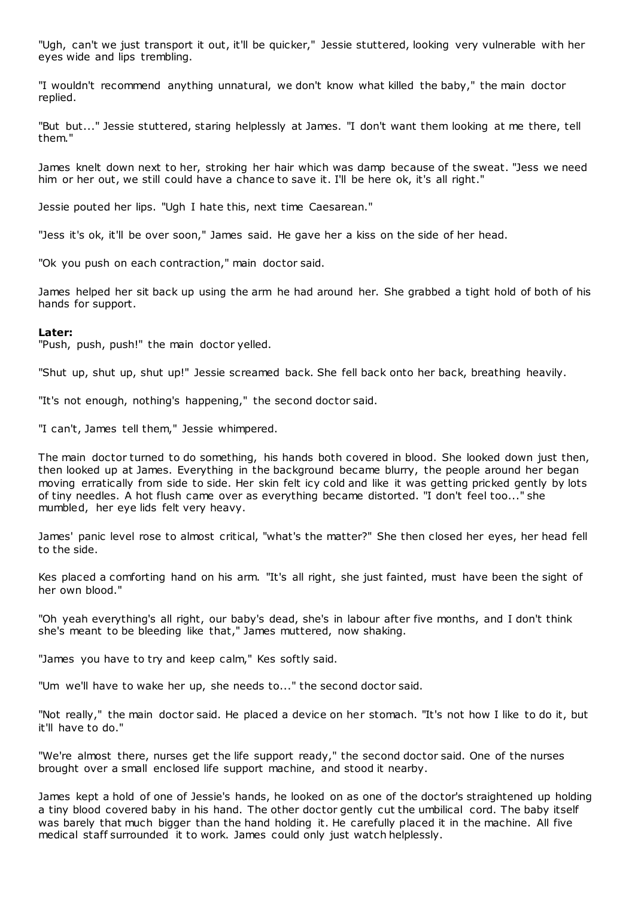"Ugh, can't we just transport it out, it'll be quicker," Jessie stuttered, looking very vulnerable with her eyes wide and lips trembling.

"I wouldn't recommend anything unnatural, we don't know what killed the baby," the main doctor replied.

"But but..." Jessie stuttered, staring helplessly at James. "I don't want them looking at me there, tell them."

James knelt down next to her, stroking her hair which was damp because of the sweat. "Jess we need him or her out, we still could have a chance to save it. I'll be here ok, it's all right."

Jessie pouted her lips. "Ugh I hate this, next time Caesarean."

"Jess it's ok, it'll be over soon," James said. He gave her a kiss on the side of her head.

"Ok you push on each contraction," main doctor said.

James helped her sit back up using the arm he had around her. She grabbed a tight hold of both of his hands for support.

**Later:**
"Push, push, push!" the main doctor yelled.

"Shut up, shut up, shut up!" Jessie screamed back. She fell back onto her back, breathing heavily.

"It's not enough, nothing's happening," the second doctor said.

"I can't, James tell them," Jessie whimpered.

The main doctor turned to do something, his hands both covered in blood. She looked down just then, then looked up at James. Everything in the background became blurry, the people around her began moving erratically from side to side. Her skin felt icy cold and like it was getting pricked gently by lots of tiny needles. A hot flush came over as everything became distorted. "I don't feel too..." she mumbled, her eye lids felt very heavy.

James' panic level rose to almost critical, "what's the matter?" She then closed her eyes, her head fell to the side.

Kes placed a comforting hand on his arm. "It's all right, she just fainted, must have been the sight of her own blood."

"Oh yeah everything's all right, our baby's dead, she's in labour after five months, and I don't think she's meant to be bleeding like that," James muttered, now shaking.

"James you have to try and keep calm," Kes softly said.

"Um we'll have to wake her up, she needs to..." the second doctor said.

"Not really," the main doctor said. He placed a device on her stomach. "It's not how I like to do it, but it'll have to do."

"We're almost there, nurses get the life support ready," the second doctor said. One of the nurses brought over a small enclosed life support machine, and stood it nearby.

James kept a hold of one of Jessie's hands, he looked on as one of the doctor's straightened up holding a tiny blood covered baby in his hand. The other doctor gently cut the umbilical cord. The baby itself was barely that much bigger than the hand holding it. He carefully placed it in the machine. All five medical staff surrounded it to work. James could only just watch helplessly.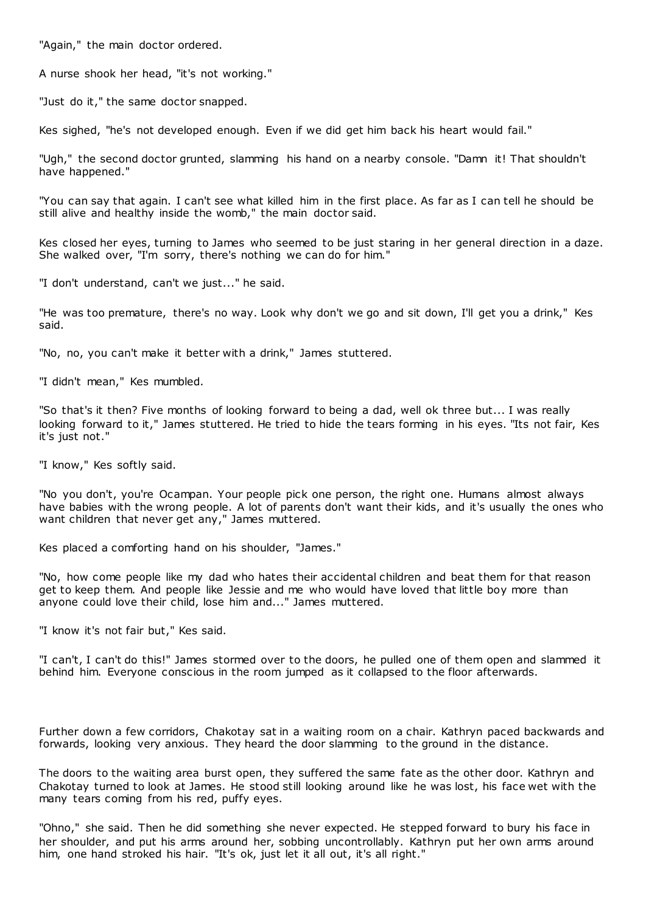"Again," the main doctor ordered.

A nurse shook her head, "it's not working."

"Just do it," the same doctor snapped.

Kes sighed, "he's not developed enough. Even if we did get him back his heart would fail."

"Ugh," the second doctor grunted, slamming his hand on a nearby console. "Damn it! That shouldn't have happened."

"You can say that again. I can't see what killed him in the first place. As far as I can tell he should be still alive and healthy inside the womb," the main doctor said.

Kes closed her eyes, turning to James who seemed to be just staring in her general direction in a daze. She walked over, "I'm sorry, there's nothing we can do for him."

"I don't understand, can't we just..." he said.

"He was too premature, there's no way. Look why don't we go and sit down, I'll get you a drink," Kes said.

"No, no, you can't make it better with a drink," James stuttered.

"I didn't mean," Kes mumbled.

"So that's it then? Five months of looking forward to being a dad, well ok three but... I was really looking forward to it," James stuttered. He tried to hide the tears forming in his eyes. "Its not fair, Kes it's just not."

"I know," Kes softly said.

"No you don't, you're Ocampan. Your people pick one person, the right one. Humans almost always have babies with the wrong people. A lot of parents don't want their kids, and it's usually the ones who want children that never get any," James muttered.

Kes placed a comforting hand on his shoulder, "James."

"No, how come people like my dad who hates their accidental children and beat them for that reason get to keep them. And people like Jessie and me who would have loved that little boy more than anyone could love their child, lose him and..." James muttered.

"I know it's not fair but," Kes said.

"I can't, I can't do this!" James stormed over to the doors, he pulled one of them open and slammed it behind him. Everyone conscious in the room jumped as it collapsed to the floor afterwards.

Further down a few corridors, Chakotay sat in a waiting room on a chair. Kathryn paced backwards and forwards, looking very anxious. They heard the door slamming to the ground in the distance.

The doors to the waiting area burst open, they suffered the same fate as the other door. Kathryn and Chakotay turned to look at James. He stood still looking around like he was lost, his face wet with the many tears coming from his red, puffy eyes.

"Ohno," she said. Then he did something she never expected. He stepped forward to bury his face in her shoulder, and put his arms around her, sobbing uncontrollably. Kathryn put her own arms around him, one hand stroked his hair. "It's ok, just let it all out, it's all right."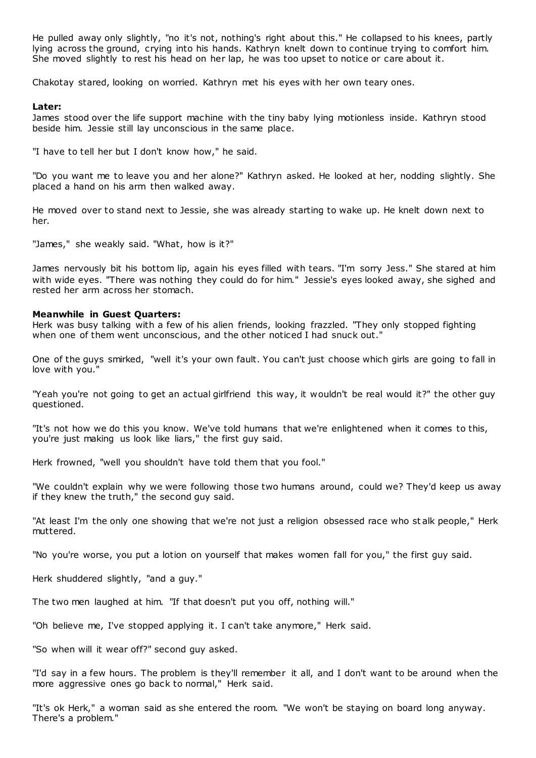He pulled away only slightly, "no it's not, nothing's right about this." He collapsed to his knees, partly lying across the ground, crying into his hands. Kathryn knelt down to continue trying to comfort him. She moved slightly to rest his head on her lap, he was too upset to notice or care about it.

Chakotay stared, looking on worried. Kathryn met his eyes with her own teary ones.

**Later:**
James stood over the life support machine with the tiny baby lying motionless inside. Kathryn stood beside him. Jessie still lay unconscious in the same place.

"I have to tell her but I don't know how," he said.

"Do you want me to leave you and her alone?" Kathryn asked. He looked at her, nodding slightly. She placed a hand on his arm then walked away.

He moved over to stand next to Jessie, she was already starting to wake up. He knelt down next to her.

"James," she weakly said. "What, how is it?"

James nervously bit his bottom lip, again his eyes filled with tears. "I'm sorry Jess." She stared at him with wide eyes. "There was nothing they could do for him." Jessie's eyes looked away, she sighed and rested her arm across her stomach.

**Meanwhile in Guest Quarters:**
Herk was busy talking with a few of his alien friends, looking frazzled. "They only stopped fighting when one of them went unconscious, and the other noticed I had snuck out."

One of the guys smirked, "well it's your own fault. You can't just choose which girls are going to fall in love with you."

"Yeah you're not going to get an actual girlfriend this way, it wouldn't be real would it?" the other guy questioned.

"It's not how we do this you know. We've told humans that we're enlightened when it comes to this, you're just making us look like liars," the first guy said.

Herk frowned, "well you shouldn't have told them that you fool."

"We couldn't explain why we were following those two humans around, could we? They'd keep us away if they knew the truth," the second guy said.

"At least I'm the only one showing that we're not just a religion obsessed race who stalk people," Herk muttered.

"No you're worse, you put a lotion on yourself that makes women fall for you," the first guy said.

Herk shuddered slightly, "and a guy."

The two men laughed at him. "If that doesn't put you off, nothing will."

"Oh believe me, I've stopped applying it. I can't take anymore," Herk said.

"So when will it wear off?" second guy asked.

"I'd say in a few hours. The problem is they'll remember it all, and I don't want to be around when the more aggressive ones go back to normal," Herk said.

"It's ok Herk," a woman said as she entered the room. "We won't be staying on board long anyway. There's a problem."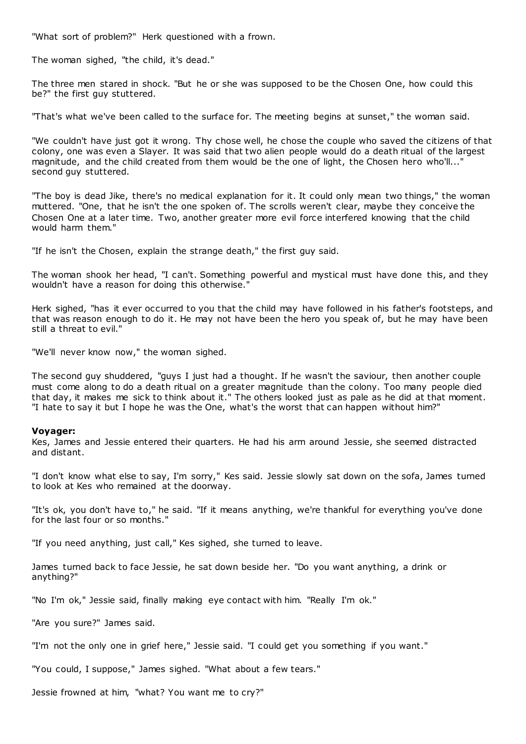"What sort of problem?" Herk questioned with a frown.

The woman sighed, "the child, it's dead."

The three men stared in shock. "But he or she was supposed to be the Chosen One, how could this be?" the first guy stuttered.

"That's what we've been called to the surface for. The meeting begins at sunset," the woman said.

"We couldn't have just got it wrong. Thy chose well, he chose the couple who saved the citizens of that colony, one was even a Slayer. It was said that two alien people would do a death ritual of the largest magnitude, and the child created from them would be the one of light, the Chosen hero who'll..." second guy stuttered.

"The boy is dead Jike, there's no medical explanation for it. It could only mean two things," the woman muttered. "One, that he isn't the one spoken of. The scrolls weren't clear, maybe they conceive the Chosen One at a later time. Two, another greater more evil force interfered knowing that the child would harm them."

"If he isn't the Chosen, explain the strange death," the first guy said.

The woman shook her head, "I can't. Something powerful and mystical must have done this, and they wouldn't have a reason for doing this otherwise."

Herk sighed, "has it ever occurred to you that the child may have followed in his father's footsteps, and that was reason enough to do it. He may not have been the hero you speak of, but he may have been still a threat to evil."

"We'll never know now," the woman sighed.

The second guy shuddered, "guys I just had a thought. If he wasn't the saviour, then another couple must come along to do a death ritual on a greater magnitude than the colony. Too many people died that day, it makes me sick to think about it." The others looked just as pale as he did at that moment. "I hate to say it but I hope he was the One, what's the worst that can happen without him?"

**Voyager:**
Kes, James and Jessie entered their quarters. He had his arm around Jessie, she seemed distracted and distant.

"I don't know what else to say, I'm sorry," Kes said. Jessie slowly sat down on the sofa, James turned to look at Kes who remained at the doorway.

"It's ok, you don't have to," he said. "If it means anything, we're thankful for everything you've done for the last four or so months."

"If you need anything, just call," Kes sighed, she turned to leave.

James turned back to face Jessie, he sat down beside her. "Do you want anything, a drink or anything?"

"No I'm ok," Jessie said, finally making eye contact with him. "Really I'm ok."

"Are you sure?" James said.

"I'm not the only one in grief here," Jessie said. "I could get you something if you want."

"You could, I suppose," James sighed. "What about a few tears."

Jessie frowned at him, "what? You want me to cry?"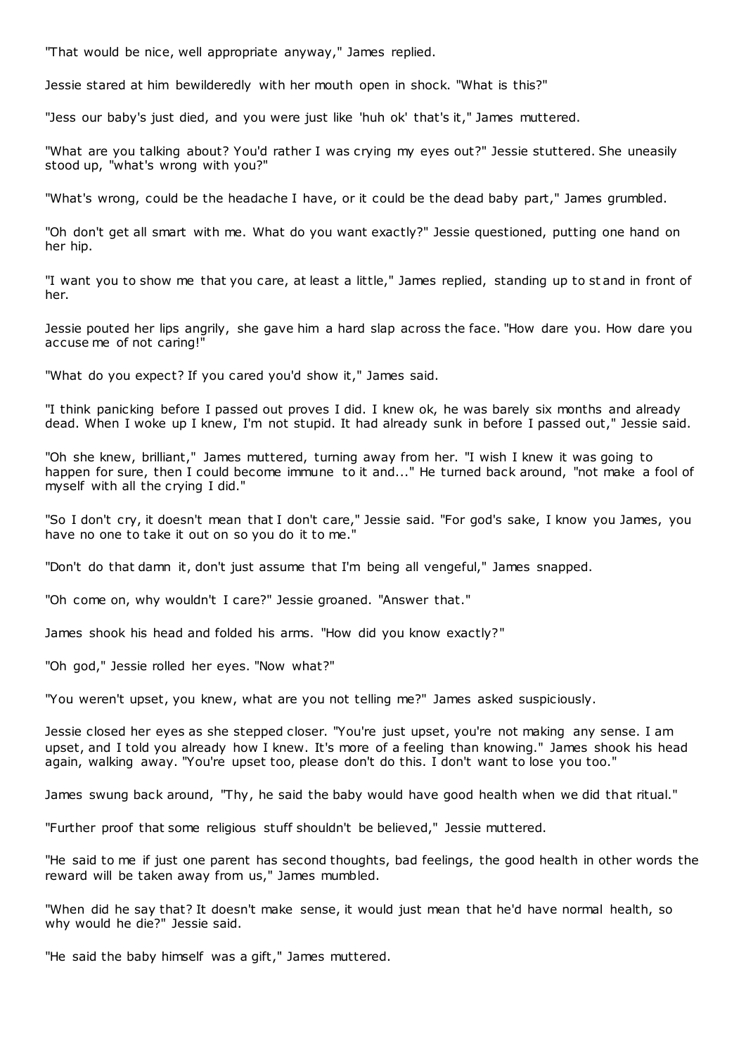"That would be nice, well appropriate anyway," James replied.

Jessie stared at him bewilderedly with her mouth open in shock. "What is this?"

"Jess our baby's just died, and you were just like 'huh ok' that's it," James muttered.

"What are you talking about? You'd rather I was crying my eyes out?" Jessie stuttered. She uneasily stood up, "what's wrong with you?"

"What's wrong, could be the headache I have, or it could be the dead baby part," James grumbled.

"Oh don't get all smart with me. What do you want exactly?" Jessie questioned, putting one hand on her hip.

"I want you to show me that you care, at least a little," James replied, standing up to stand in front of her.

Jessie pouted her lips angrily, she gave him a hard slap across the face. "How dare you. How dare you accuse me of not caring!"

"What do you expect? If you cared you'd show it," James said.

"I think panicking before I passed out proves I did. I knew ok, he was barely six months and already dead. When I woke up I knew, I'm not stupid. It had already sunk in before I passed out," Jessie said.

"Oh she knew, brilliant," James muttered, turning away from her. "I wish I knew it was going to happen for sure, then I could become immune to it and..." He turned back around, "not make a fool of myself with all the crying I did."

"So I don't cry, it doesn't mean that I don't care," Jessie said. "For god's sake, I know you James, you have no one to take it out on so you do it to me."

"Don't do that damn it, don't just assume that I'm being all vengeful," James snapped.

"Oh come on, why wouldn't I care?" Jessie groaned. "Answer that."

James shook his head and folded his arms. "How did you know exactly?"

"Oh god," Jessie rolled her eyes. "Now what?"

"You weren't upset, you knew, what are you not telling me?" James asked suspiciously.

Jessie closed her eyes as she stepped closer. "You're just upset, you're not making any sense. I am upset, and I told you already how I knew. It's more of a feeling than knowing." James shook his head again, walking away. "You're upset too, please don't do this. I don't want to lose you too."

James swung back around, "Thy, he said the baby would have good health when we did that ritual."

"Further proof that some religious stuff shouldn't be believed," Jessie muttered.

"He said to me if just one parent has second thoughts, bad feelings, the good health in other words the reward will be taken away from us," James mumbled.

"When did he say that? It doesn't make sense, it would just mean that he'd have normal health, so why would he die?" Jessie said.

"He said the baby himself was a gift," James muttered.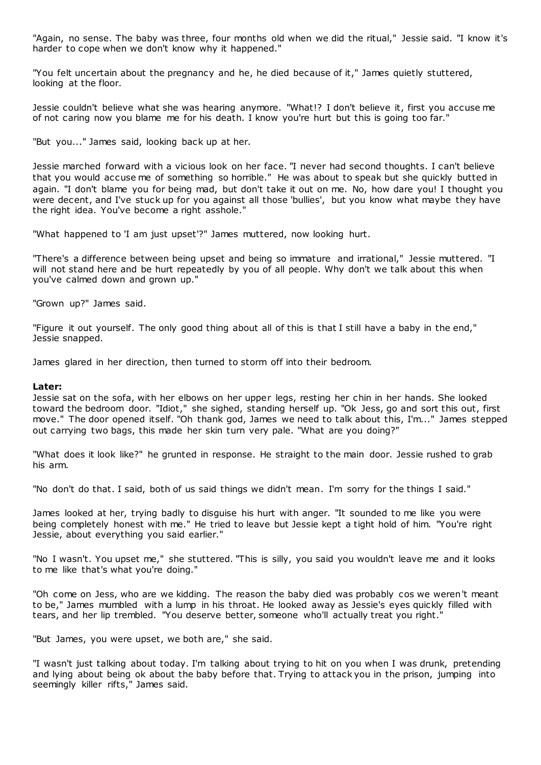"Again, no sense. The baby was three, four months old when we did the ritual," Jessie said. "I know it's harder to cope when we don't know why it happened."

"You felt uncertain about the pregnancy and he, he died because of it," James quietly stuttered, looking at the floor.

Jessie couldn't believe what she was hearing anymore. "What!? I don't believe it, first you accuse me of not caring now you blame me for his death. I know you're hurt but this is going too far."

"But you..." James said, looking back up at her.

Jessie marched forward with a vicious look on her face. "I never had second thoughts. I can't believe that you would accuse me of something so horrible." He was about to speak but she quickly butted in again. "I don't blame you for being mad, but don't take it out on me. No, how dare you! I thought you were decent, and I've stuck up for you against all those 'bullies', but you know what maybe they have the right idea. You've become a right asshole."

"What happened to 'I am just upset'?" James muttered, now looking hurt.

"There's a difference between being upset and being so immature and irrational," Jessie muttered. "I will not stand here and be hurt repeatedly by you of all people. Why don't we talk about this when you've calmed down and grown up."

"Grown up?" James said.

"Figure it out yourself. The only good thing about all of this is that I still have a baby in the end," Jessie snapped.

James glared in her direction, then turned to storm off into their bedroom.

**Later:**
Jessie sat on the sofa, with her elbows on her upper legs, resting her chin in her hands. She looked toward the bedroom door. "Idiot," she sighed, standing herself up. "Ok Jess, go and sort this out, first move." The door opened itself. "Oh thank god, James we need to talk about this, I'm..." James stepped out carrying two bags, this made her skin turn very pale. "What are you doing?"

"What does it look like?" he grunted in response. He straight to the main door. Jessie rushed to grab his arm.

"No don't do that. I said, both of us said things we didn't mean. I'm sorry for the things I said."

James looked at her, trying badly to disguise his hurt with anger. "It sounded to me like you were being completely honest with me." He tried to leave but Jessie kept a tight hold of him. "You're right Jessie, about everything you said earlier."

"No I wasn't. You upset me," she stuttered. "This is silly, you said you wouldn't leave me and it looks to me like that's what you're doing."

"Oh come on Jess, who are we kidding. The reason the baby died was probably cos we weren't meant to be," James mumbled with a lump in his throat. He looked away as Jessie's eyes quickly filled with tears, and her lip trembled. "You deserve better, someone who'll actually treat you right."

"But James, you were upset, we both are," she said.

"I wasn't just talking about today. I'm talking about trying to hit on you when I was drunk, pretending and lying about being ok about the baby before that. Trying to attack you in the prison, jumping into seemingly killer rifts," James said.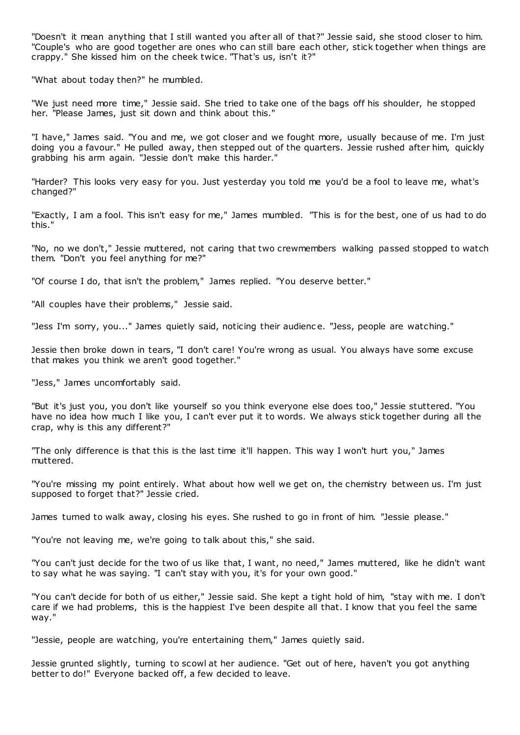"Doesn't it mean anything that I still wanted you after all of that?" Jessie said, she stood closer to him. "Couple's who are good together are ones who can still bare each other, stick together when things are crappy." She kissed him on the cheek twice. "That's us, isn't it?"

"What about today then?" he mumbled.

"We just need more time," Jessie said. She tried to take one of the bags off his shoulder, he stopped her. "Please James, just sit down and think about this."

"I have," James said. "You and me, we got closer and we fought more, usually because of me. I'm just doing you a favour." He pulled away, then stepped out of the quarters. Jessie rushed after him, quickly grabbing his arm again. "Jessie don't make this harder."

"Harder? This looks very easy for you. Just yesterday you told me you'd be a fool to leave me, what's changed?"

"Exactly, I am a fool. This isn't easy for me," James mumbled. "This is for the best, one of us had to do this."

"No, no we don't," Jessie muttered, not caring that two crewmembers walking passed stopped to watch them. "Don't you feel anything for me?"

"Of course I do, that isn't the problem," James replied. "You deserve better."

"All couples have their problems," Jessie said.

"Jess I'm sorry, you..." James quietly said, noticing their audience. "Jess, people are watching."

Jessie then broke down in tears, "I don't care! You're wrong as usual. You always have some excuse that makes you think we aren't good together."

"Jess," James uncomfortably said.

"But it's just you, you don't like yourself so you think everyone else does too," Jessie stuttered. "You have no idea how much I like you, I can't ever put it to words. We always stick together during all the crap, why is this any different?"

"The only difference is that this is the last time it'll happen. This way I won't hurt you," James muttered.

"You're missing my point entirely. What about how well we get on, the chemistry between us. I'm just supposed to forget that?" Jessie cried.

James turned to walk away, closing his eyes. She rushed to go in front of him. "Jessie please."

"You're not leaving me, we're going to talk about this," she said.

"You can't just decide for the two of us like that, I want, no need," James muttered, like he didn't want to say what he was saying. "I can't stay with you, it's for your own good."

"You can't decide for both of us either," Jessie said. She kept a tight hold of him, "stay with me. I don't care if we had problems, this is the happiest I've been despite all that. I know that you feel the same way."

"Jessie, people are watching, you're entertaining them," James quietly said.

Jessie grunted slightly, turning to scowl at her audience. "Get out of here, haven't you got anything better to do!" Everyone backed off, a few decided to leave.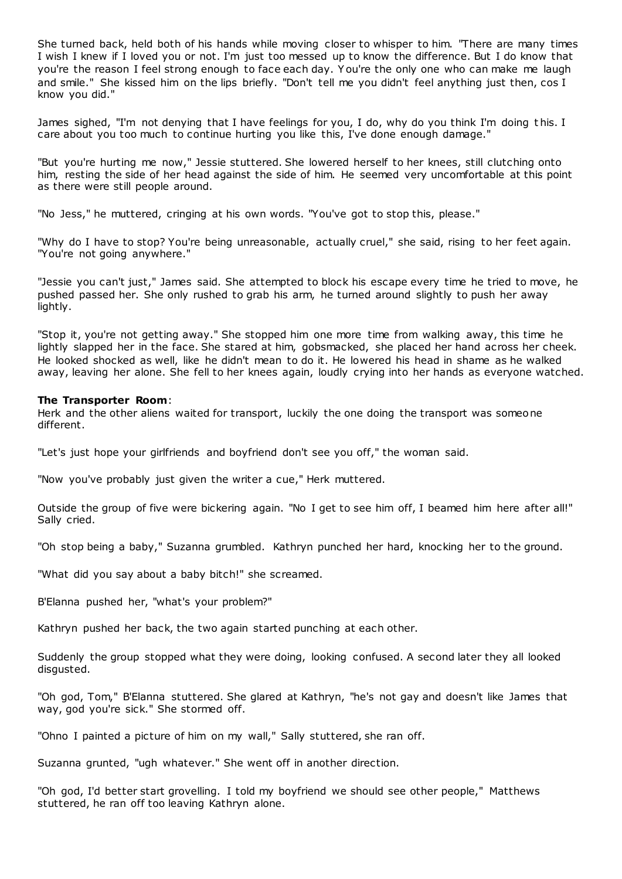She turned back, held both of his hands while moving closer to whisper to him. "There are many times I wish I knew if I loved you or not. I'm just too messed up to know the difference. But I do know that you're the reason I feel strong enough to face each day. You're the only one who can make me laugh and smile." She kissed him on the lips briefly. "Don't tell me you didn't feel anything just then, cos I know you did."

James sighed, "I'm not denying that I have feelings for you, I do, why do you think I'm doing this. I care about you too much to continue hurting you like this, I've done enough damage."

"But you're hurting me now," Jessie stuttered. She lowered herself to her knees, still clutching onto him, resting the side of her head against the side of him. He seemed very uncomfortable at this point as there were still people around.

"No Jess," he muttered, cringing at his own words. "You've got to stop this, please."

"Why do I have to stop? You're being unreasonable, actually cruel," she said, rising to her feet again. "You're not going anywhere."

"Jessie you can't just," James said. She attempted to block his escape every time he tried to move, he pushed passed her. She only rushed to grab his arm, he turned around slightly to push her away lightly.

"Stop it, you're not getting away." She stopped him one more time from walking away, this time he lightly slapped her in the face. She stared at him, gobsmacked, she placed her hand across her cheek. He looked shocked as well, like he didn't mean to do it. He lowered his head in shame as he walked away, leaving her alone. She fell to her knees again, loudly crying into her hands as everyone watched.

**The Transporter Room**:
Herk and the other aliens waited for transport, luckily the one doing the transport was someone different.

"Let's just hope your girlfriends and boyfriend don't see you off," the woman said.

"Now you've probably just given the writer a cue," Herk muttered.

Outside the group of five were bickering again. "No I get to see him off, I beamed him here after all!" Sally cried.

"Oh stop being a baby," Suzanna grumbled. Kathryn punched her hard, knocking her to the ground.

"What did you say about a baby bitch!" she screamed.

B'Elanna pushed her, "what's your problem?"

Kathryn pushed her back, the two again started punching at each other.

Suddenly the group stopped what they were doing, looking confused. A second later they all looked disgusted.

"Oh god, Tom," B'Elanna stuttered. She glared at Kathryn, "he's not gay and doesn't like James that way, god you're sick." She stormed off.

"Ohno I painted a picture of him on my wall," Sally stuttered, she ran off.

Suzanna grunted, "ugh whatever." She went off in another direction.

"Oh god, I'd better start grovelling. I told my boyfriend we should see other people," Matthews stuttered, he ran off too leaving Kathryn alone.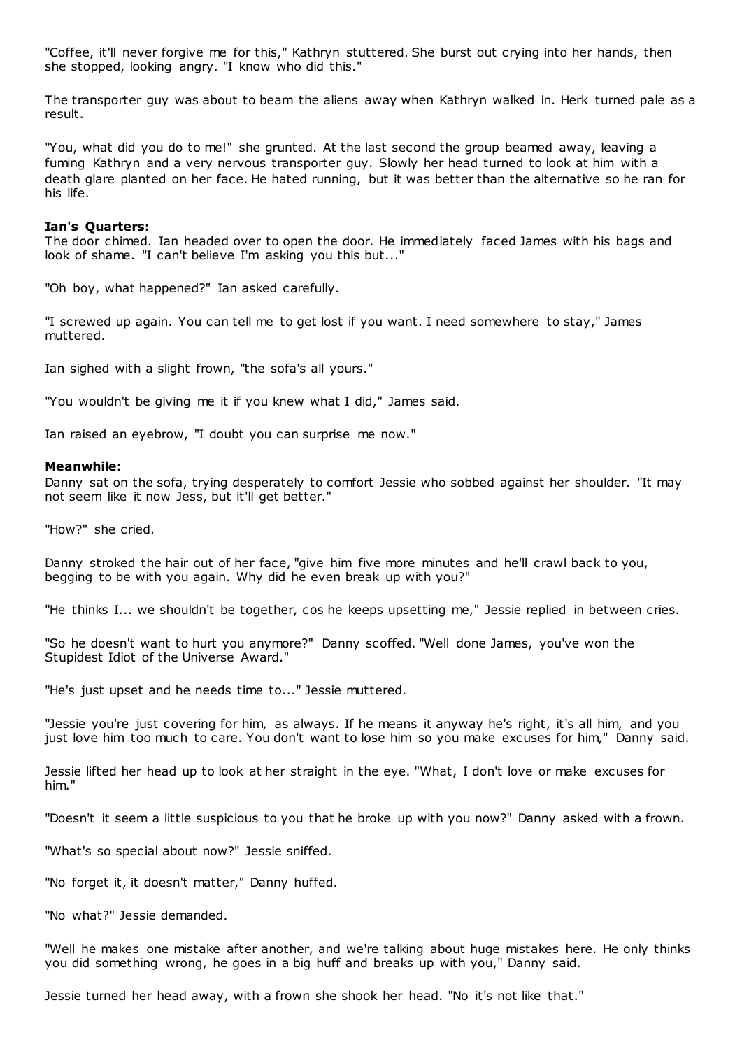"Coffee, it'll never forgive me for this," Kathryn stuttered. She burst out crying into her hands, then she stopped, looking angry. "I know who did this."

The transporter guy was about to beam the aliens away when Kathryn walked in. Herk turned pale as a result.

"You, what did you do to me!" she grunted. At the last second the group beamed away, leaving a fuming Kathryn and a very nervous transporter guy. Slowly her head turned to look at him with a death glare planted on her face. He hated running, but it was better than the alternative so he ran for his life.

**Ian's Quarters:**
The door chimed. Ian headed over to open the door. He immediately faced James with his bags and look of shame. "I can't believe I'm asking you this but..."

"Oh boy, what happened?" Ian asked carefully.

"I screwed up again. You can tell me to get lost if you want. I need somewhere to stay," James muttered.

Ian sighed with a slight frown, "the sofa's all yours."

"You wouldn't be giving me it if you knew what I did," James said.

Ian raised an eyebrow, "I doubt you can surprise me now."

**Meanwhile:**
Danny sat on the sofa, trying desperately to comfort Jessie who sobbed against her shoulder. "It may not seem like it now Jess, but it'll get better."

"How?" she cried.

Danny stroked the hair out of her face, "give him five more minutes and he'll crawl back to you, begging to be with you again. Why did he even break up with you?"

"He thinks I... we shouldn't be together, cos he keeps upsetting me," Jessie replied in between cries.

"So he doesn't want to hurt you anymore?" Danny scoffed. "Well done James, you've won the Stupidest Idiot of the Universe Award."

"He's just upset and he needs time to..." Jessie muttered.

"Jessie you're just covering for him, as always. If he means it anyway he's right, it's all him, and you just love him too much to care. You don't want to lose him so you make excuses for him," Danny said.

Jessie lifted her head up to look at her straight in the eye. "What, I don't love or make excuses for him."

"Doesn't it seem a little suspicious to you that he broke up with you now?" Danny asked with a frown.

"What's so special about now?" Jessie sniffed.

"No forget it, it doesn't matter," Danny huffed.

"No what?" Jessie demanded.

"Well he makes one mistake after another, and we're talking about huge mistakes here. He only thinks you did something wrong, he goes in a big huff and breaks up with you," Danny said.

Jessie turned her head away, with a frown she shook her head. "No it's not like that."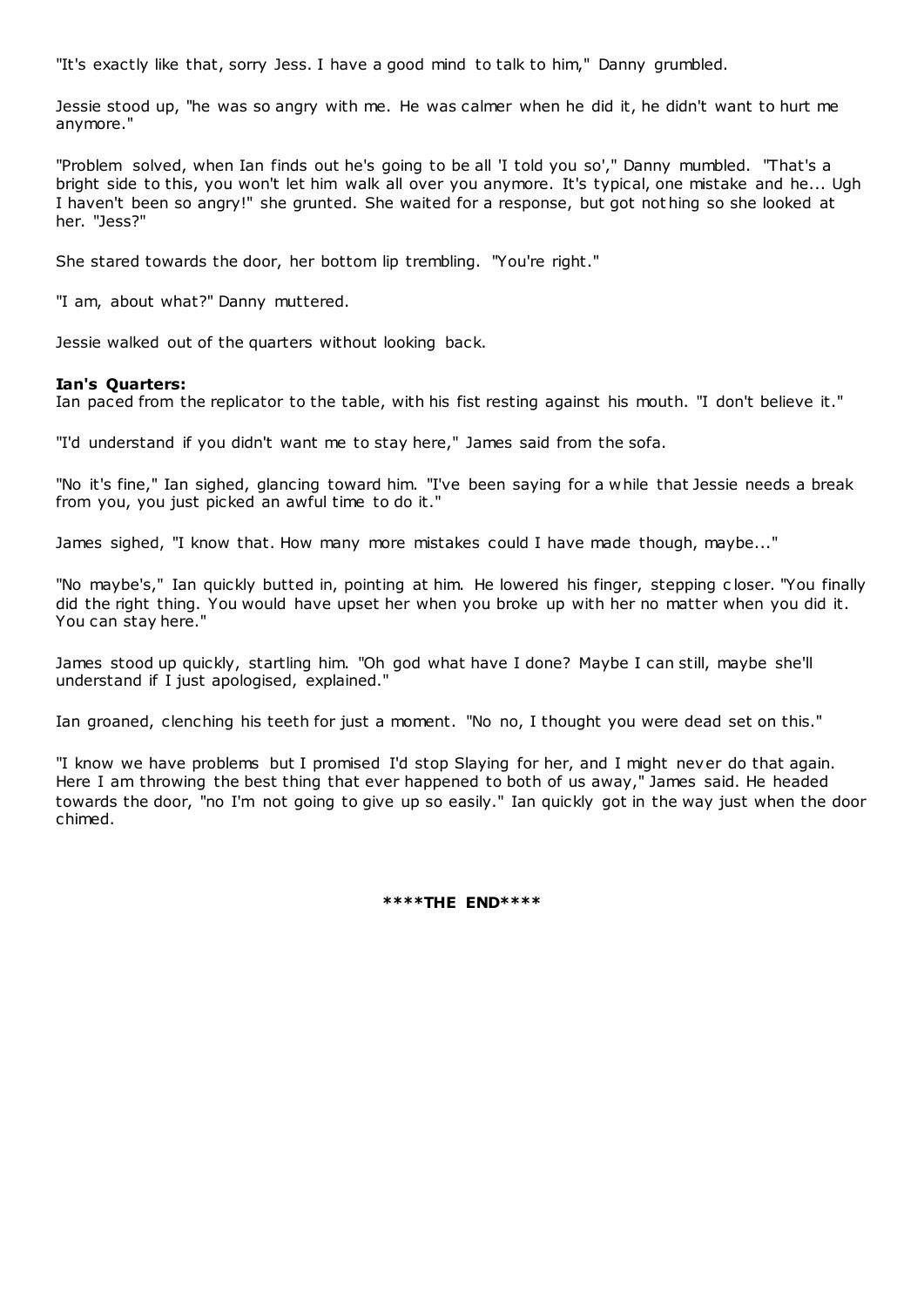"It's exactly like that, sorry Jess. I have a good mind to talk to him," Danny grumbled.

Jessie stood up, "he was so angry with me. He was calmer when he did it, he didn't want to hurt me anymore."

"Problem solved, when Ian finds out he's going to be all 'I told you so'," Danny mumbled. "That's a bright side to this, you won't let him walk all over you anymore. It's typical, one mistake and he... Ugh I haven't been so angry!" she grunted. She waited for a response, but got nothing so she looked at her. "Jess?"

She stared towards the door, her bottom lip trembling. "You're right."

"I am, about what?" Danny muttered.

Jessie walked out of the quarters without looking back.

**Ian's Quarters:**

Ian paced from the replicator to the table, with his fist resting against his mouth. "I don't believe it."

"I'd understand if you didn't want me to stay here," James said from the sofa.

"No it's fine," Ian sighed, glancing toward him. "I've been saying for a while that Jessie needs a break from you, you just picked an awful time to do it."

James sighed, "I know that. How many more mistakes could I have made though, maybe..."

"No maybe's," Ian quickly butted in, pointing at him. He lowered his finger, stepping closer. "You finally did the right thing. You would have upset her when you broke up with her no matter when you did it. You can stay here."

James stood up quickly, startling him. "Oh god what have I done? Maybe I can still, maybe she'll understand if I just apologised, explained."

Ian groaned, clenching his teeth for just a moment. "No no, I thought you were dead set on this."

"I know we have problems but I promised I'd stop Slaying for her, and I might never do that again. Here I am throwing the best thing that ever happened to both of us away," James said. He headed towards the door, "no I'm not going to give up so easily." Ian quickly got in the way just when the door chimed.

**\*\*\*\*THE END\*\*\*\***